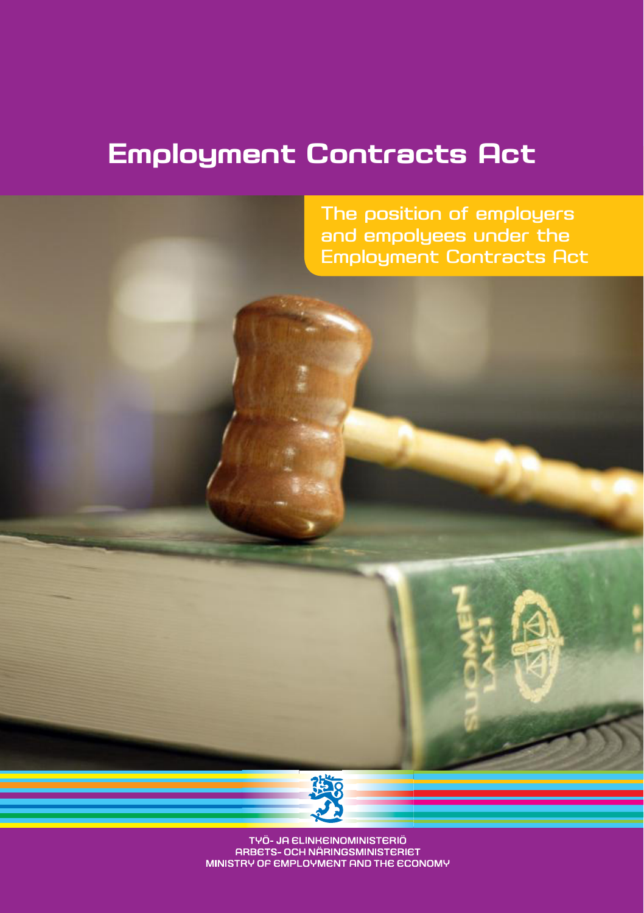# Employment Contracts Act

The position of employers and empolyees under the Employment Contracts Act

TYÖ- JA ELINKEINOMINISTERIÖ
ARBETS- OCH NÄRINGSMINISTERIET
MINISTRY OF EMPLOYMENT AND THE ECONOMY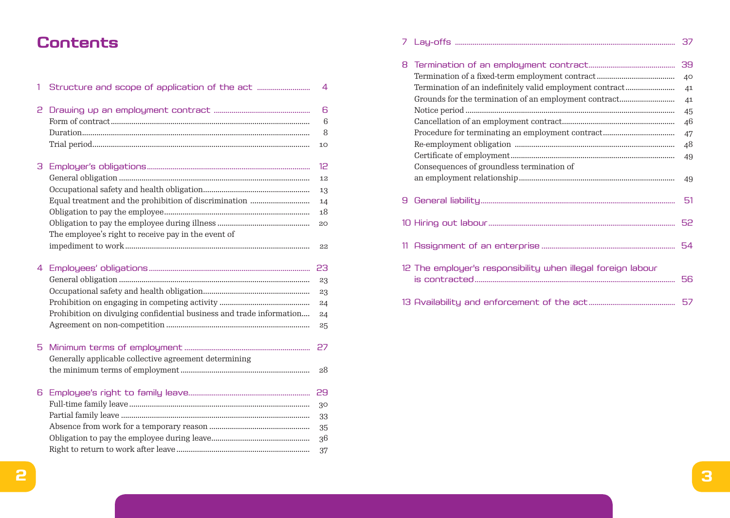# Contents

1 Structure and scope of application of the act ... 4

2 Drawing up an employment contract ... 6
- Form of contract ... 6
- Duration ... 8
- Trial period ... 10

3 Employer's obligations ... 12
- General obligation ... 12
- Occupational safety and health obligation ... 13
- Equal treatment and the prohibition of discrimination ... 14
- Obligation to pay the employee ... 18
- Obligation to pay the employee during illness ... 20
- The employee's right to receive pay in the event of impediment to work ... 22

4 Employees' obligations ... 23
- General obligation ... 23
- Occupational safety and health obligation ... 23
- Prohibition on engaging in competing activity ... 24
- Prohibition on divulging confidential business and trade information ... 24
- Agreement on non-competition ... 25

5 Minimum terms of employment ... 27
- Generally applicable collective agreement determining the minimum terms of employment ... 28

6 Employee's right to family leave ... 29
- Full-time family leave ... 30
- Partial family leave ... 33
- Absence from work for a temporary reason ... 35
- Obligation to pay the employee during leave ... 36
- Right to return to work after leave ... 37

7 Lay-offs ... 37

8 Termination of an employment contract ... 39
- Termination of a fixed-term employment contract ... 40
- Termination of an indefinitely valid employment contract ... 41
- Grounds for the termination of an employment contract ... 41
- Notice period ... 45
- Cancellation of an employment contract ... 46
- Procedure for terminating an employment contract ... 47
- Re-employment obligation ... 48
- Certificate of employment ... 49
- Consequences of groundless termination of an employment relationship ... 49

9 General liability ... 51

10 Hiring out labour ... 52

11 Assignment of an enterprise ... 54

12 The employer's responsibility when illegal foreign labour is contracted ... 56

13 Availability and enforcement of the act ... 57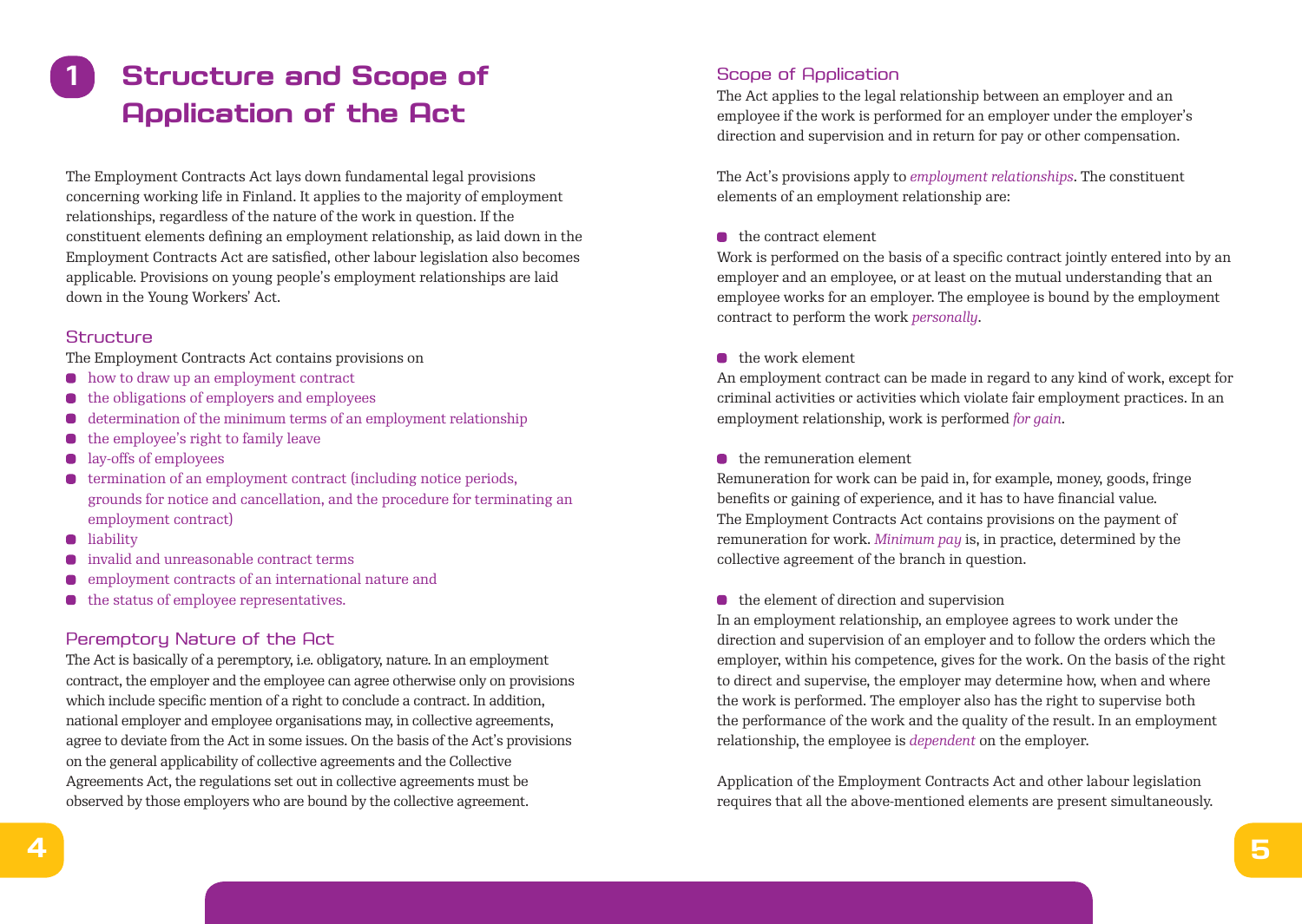# 1 Structure and Scope of Application of the Act

The Employment Contracts Act lays down fundamental legal provisions concerning working life in Finland. It applies to the majority of employment relationships, regardless of the nature of the work in question. If the constituent elements defining an employment relationship, as laid down in the Employment Contracts Act are satisfied, other labour legislation also becomes applicable. Provisions on young people's employment relationships are laid down in the Young Workers' Act.

## Structure

The Employment Contracts Act contains provisions on

- how to draw up an employment contract
- the obligations of employers and employees
- determination of the minimum terms of an employment relationship
- the employee's right to family leave
- lay-offs of employees
- termination of an employment contract (including notice periods, grounds for notice and cancellation, and the procedure for terminating an employment contract)
- liability
- invalid and unreasonable contract terms
- employment contracts of an international nature and
- the status of employee representatives.

## Peremptory Nature of the Act

The Act is basically of a peremptory, i.e. obligatory, nature. In an employment contract, the employer and the employee can agree otherwise only on provisions which include specific mention of a right to conclude a contract. In addition, national employer and employee organisations may, in collective agreements, agree to deviate from the Act in some issues. On the basis of the Act's provisions on the general applicability of collective agreements and the Collective Agreements Act, the regulations set out in collective agreements must be observed by those employers who are bound by the collective agreement.

## Scope of Application

The Act applies to the legal relationship between an employer and an employee if the work is performed for an employer under the employer's direction and supervision and in return for pay or other compensation.

The Act's provisions apply to *employment relationships*. The constituent elements of an employment relationship are:

- the contract element

Work is performed on the basis of a specific contract jointly entered into by an employer and an employee, or at least on the mutual understanding that an employee works for an employer. The employee is bound by the employment contract to perform the work *personally*.

- the work element

An employment contract can be made in regard to any kind of work, except for criminal activities or activities which violate fair employment practices. In an employment relationship, work is performed *for gain*.

- the remuneration element

Remuneration for work can be paid in, for example, money, goods, fringe benefits or gaining of experience, and it has to have financial value. The Employment Contracts Act contains provisions on the payment of remuneration for work. *Minimum pay* is, in practice, determined by the collective agreement of the branch in question.

- the element of direction and supervision

In an employment relationship, an employee agrees to work under the direction and supervision of an employer and to follow the orders which the employer, within his competence, gives for the work. On the basis of the right to direct and supervise, the employer may determine how, when and where the work is performed. The employer also has the right to supervise both the performance of the work and the quality of the result. In an employment relationship, the employee is *dependent* on the employer.

Application of the Employment Contracts Act and other labour legislation requires that all the above-mentioned elements are present simultaneously.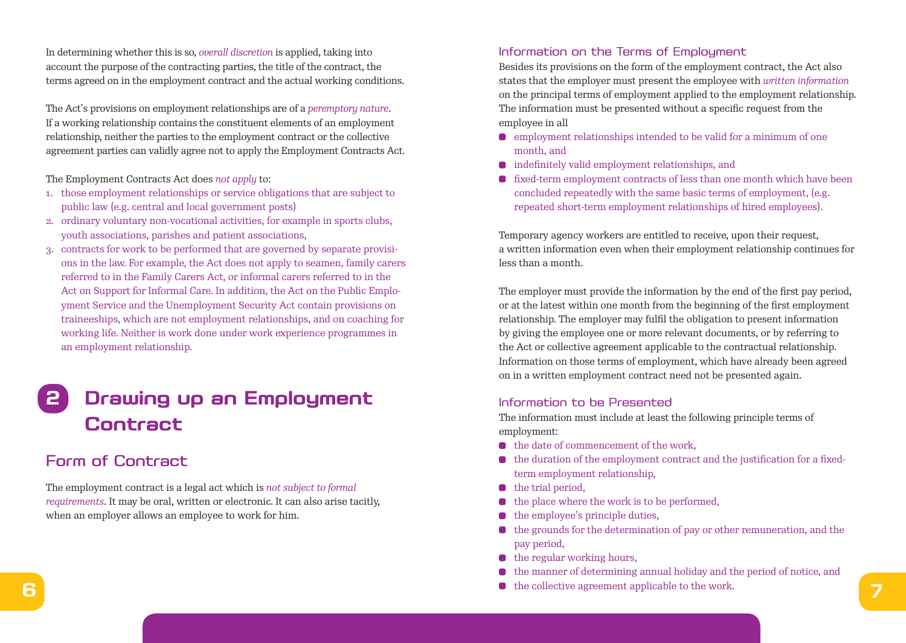In determining whether this is so, *overall discretion* is applied, taking into account the purpose of the contracting parties, the title of the contract, the terms agreed on in the employment contract and the actual working conditions.

The Act's provisions on employment relationships are of a *peremptory nature*. If a working relationship contains the constituent elements of an employment relationship, neither the parties to the employment contract or the collective agreement parties can validly agree not to apply the Employment Contracts Act.

The Employment Contracts Act does *not apply* to:

1. those employment relationships or service obligations that are subject to public law (e.g. central and local government posts)
2. ordinary voluntary non-vocational activities, for example in sports clubs, youth associations, parishes and patient associations,
3. contracts for work to be performed that are governed by separate provisions in the law. For example, the Act does not apply to seamen, family carers referred to in the Family Carers Act, or informal carers referred to in the Act on Support for Informal Care. In addition, the Act on the Public Employment Service and the Unemployment Security Act contain provisions on traineeships, which are not employment relationships, and on coaching for working life. Neither is work done under work experience programmes in an employment relationship.

# 2 Drawing up an Employment Contract

## Form of Contract

The employment contract is a legal act which is *not subject to formal requirements*. It may be oral, written or electronic. It can also arise tacitly, when an employer allows an employee to work for him.

### Information on the Terms of Employment

Besides its provisions on the form of the employment contract, the Act also states that the employer must present the employee with *written information* on the principal terms of employment applied to the employment relationship. The information must be presented without a specific request from the employee in all

- employment relationships intended to be valid for a minimum of one month, and
- indefinitely valid employment relationships, and
- fixed-term employment contracts of less than one month which have been concluded repeatedly with the same basic terms of employment, (e.g. repeated short-term employment relationships of hired employees).

Temporary agency workers are entitled to receive, upon their request, a written information even when their employment relationship continues for less than a month.

The employer must provide the information by the end of the first pay period, or at the latest within one month from the beginning of the first employment relationship. The employer may fulfil the obligation to present information by giving the employee one or more relevant documents, or by referring to the Act or collective agreement applicable to the contractual relationship. Information on those terms of employment, which have already been agreed on in a written employment contract need not be presented again.

### Information to be Presented

The information must include at least the following principle terms of employment:

- the date of commencement of the work,
- the duration of the employment contract and the justification for a fixed-term employment relationship,
- the trial period,
- the place where the work is to be performed,
- the employee's principle duties,
- the grounds for the determination of pay or other remuneration, and the pay period,
- the regular working hours,
- the manner of determining annual holiday and the period of notice, and
- the collective agreement applicable to the work.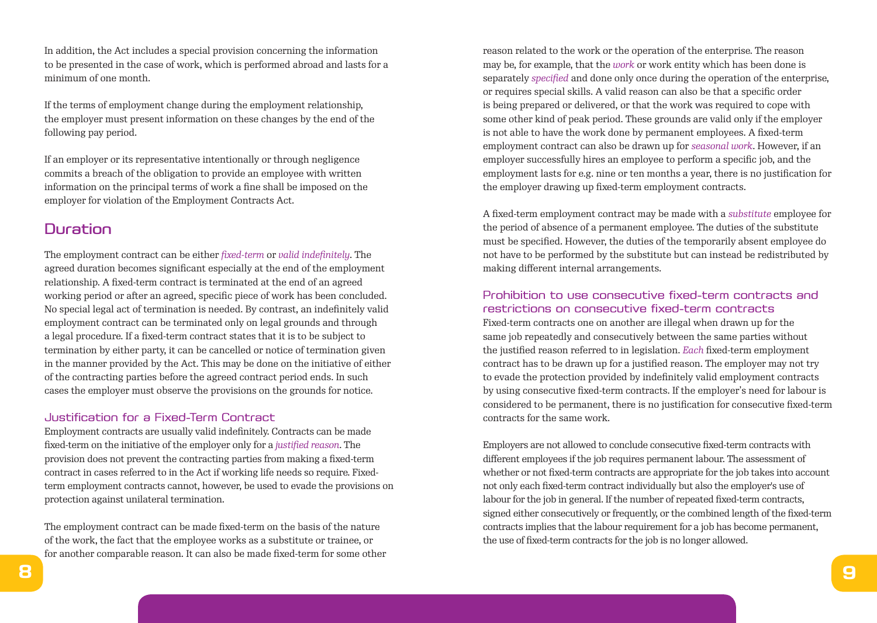In addition, the Act includes a special provision concerning the information to be presented in the case of work, which is performed abroad and lasts for a minimum of one month.

If the terms of employment change during the employment relationship, the employer must present information on these changes by the end of the following pay period.

If an employer or its representative intentionally or through negligence commits a breach of the obligation to provide an employee with written information on the principal terms of work a fine shall be imposed on the employer for violation of the Employment Contracts Act.

## Duration

The employment contract can be either *fixed-term* or *valid indefinitely*. The agreed duration becomes significant especially at the end of the employment relationship. A fixed-term contract is terminated at the end of an agreed working period or after an agreed, specific piece of work has been concluded. No special legal act of termination is needed. By contrast, an indefinitely valid employment contract can be terminated only on legal grounds and through a legal procedure. If a fixed-term contract states that it is to be subject to termination by either party, it can be cancelled or notice of termination given in the manner provided by the Act. This may be done on the initiative of either of the contracting parties before the agreed contract period ends. In such cases the employer must observe the provisions on the grounds for notice.

### Justification for a Fixed-Term Contract

Employment contracts are usually valid indefinitely. Contracts can be made fixed-term on the initiative of the employer only for a *justified reason*. The provision does not prevent the contracting parties from making a fixed-term contract in cases referred to in the Act if working life needs so require. Fixed-term employment contracts cannot, however, be used to evade the provisions on protection against unilateral termination.

The employment contract can be made fixed-term on the basis of the nature of the work, the fact that the employee works as a substitute or trainee, or for another comparable reason. It can also be made fixed-term for some other reason related to the work or the operation of the enterprise. The reason may be, for example, that the *work* or work entity which has been done is separately *specified* and done only once during the operation of the enterprise, or requires special skills. A valid reason can also be that a specific order is being prepared or delivered, or that the work was required to cope with some other kind of peak period. These grounds are valid only if the employer is not able to have the work done by permanent employees. A fixed-term employment contract can also be drawn up for *seasonal work*. However, if an employer successfully hires an employee to perform a specific job, and the employment lasts for e.g. nine or ten months a year, there is no justification for the employer drawing up fixed-term employment contracts.

A fixed-term employment contract may be made with a *substitute* employee for the period of absence of a permanent employee. The duties of the substitute must be specified. However, the duties of the temporarily absent employee do not have to be performed by the substitute but can instead be redistributed by making different internal arrangements.

### Prohibition to use consecutive fixed-term contracts and restrictions on consecutive fixed-term contracts

Fixed-term contracts one on another are illegal when drawn up for the same job repeatedly and consecutively between the same parties without the justified reason referred to in legislation. *Each* fixed-term employment contract has to be drawn up for a justified reason. The employer may not try to evade the protection provided by indefinitely valid employment contracts by using consecutive fixed-term contracts. If the employer's need for labour is considered to be permanent, there is no justification for consecutive fixed-term contracts for the same work.

Employers are not allowed to conclude consecutive fixed-term contracts with different employees if the job requires permanent labour. The assessment of whether or not fixed-term contracts are appropriate for the job takes into account not only each fixed-term contract individually but also the employer's use of labour for the job in general. If the number of repeated fixed-term contracts, signed either consecutively or frequently, or the combined length of the fixed-term contracts implies that the labour requirement for a job has become permanent, the use of fixed-term contracts for the job is no longer allowed.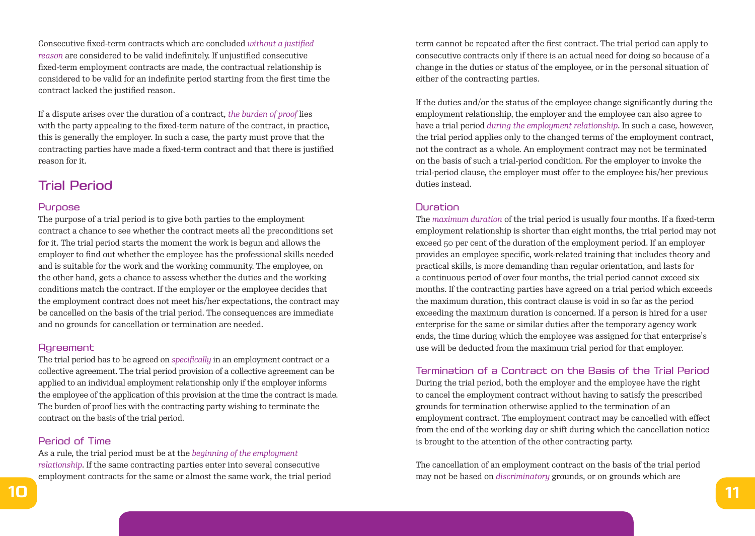Consecutive fixed-term contracts which are concluded *without a justified reason* are considered to be valid indefinitely. If unjustified consecutive fixed-term employment contracts are made, the contractual relationship is considered to be valid for an indefinite period starting from the first time the contract lacked the justified reason.

If a dispute arises over the duration of a contract, *the burden of proof* lies with the party appealing to the fixed-term nature of the contract, in practice, this is generally the employer. In such a case, the party must prove that the contracting parties have made a fixed-term contract and that there is justified reason for it.

## Trial Period

### Purpose

The purpose of a trial period is to give both parties to the employment contract a chance to see whether the contract meets all the preconditions set for it. The trial period starts the moment the work is begun and allows the employer to find out whether the employee has the professional skills needed and is suitable for the work and the working community. The employee, on the other hand, gets a chance to assess whether the duties and the working conditions match the contract. If the employer or the employee decides that the employment contract does not meet his/her expectations, the contract may be cancelled on the basis of the trial period. The consequences are immediate and no grounds for cancellation or termination are needed.

### Agreement

The trial period has to be agreed on *specifically* in an employment contract or a collective agreement. The trial period provision of a collective agreement can be applied to an individual employment relationship only if the employer informs the employee of the application of this provision at the time the contract is made. The burden of proof lies with the contracting party wishing to terminate the contract on the basis of the trial period.

### Period of Time

As a rule, the trial period must be at the *beginning of the employment relationship*. If the same contracting parties enter into several consecutive employment contracts for the same or almost the same work, the trial period term cannot be repeated after the first contract. The trial period can apply to consecutive contracts only if there is an actual need for doing so because of a change in the duties or status of the employee, or in the personal situation of either of the contracting parties.

If the duties and/or the status of the employee change significantly during the employment relationship, the employer and the employee can also agree to have a trial period *during the employment relationship*. In such a case, however, the trial period applies only to the changed terms of the employment contract, not the contract as a whole. An employment contract may not be terminated on the basis of such a trial-period condition. For the employer to invoke the trial-period clause, the employer must offer to the employee his/her previous duties instead.

### Duration

The *maximum duration* of the trial period is usually four months. If a fixed-term employment relationship is shorter than eight months, the trial period may not exceed 50 per cent of the duration of the employment period. If an employer provides an employee specific, work-related training that includes theory and practical skills, is more demanding than regular orientation, and lasts for a continuous period of over four months, the trial period cannot exceed six months. If the contracting parties have agreed on a trial period which exceeds the maximum duration, this contract clause is void in so far as the period exceeding the maximum duration is concerned. If a person is hired for a user enterprise for the same or similar duties after the temporary agency work ends, the time during which the employee was assigned for that enterprise's use will be deducted from the maximum trial period for that employer.

### Termination of a Contract on the Basis of the Trial Period

During the trial period, both the employer and the employee have the right to cancel the employment contract without having to satisfy the prescribed grounds for termination otherwise applied to the termination of an employment contract. The employment contract may be cancelled with effect from the end of the working day or shift during which the cancellation notice is brought to the attention of the other contracting party.

The cancellation of an employment contract on the basis of the trial period may not be based on *discriminatory* grounds, or on grounds which are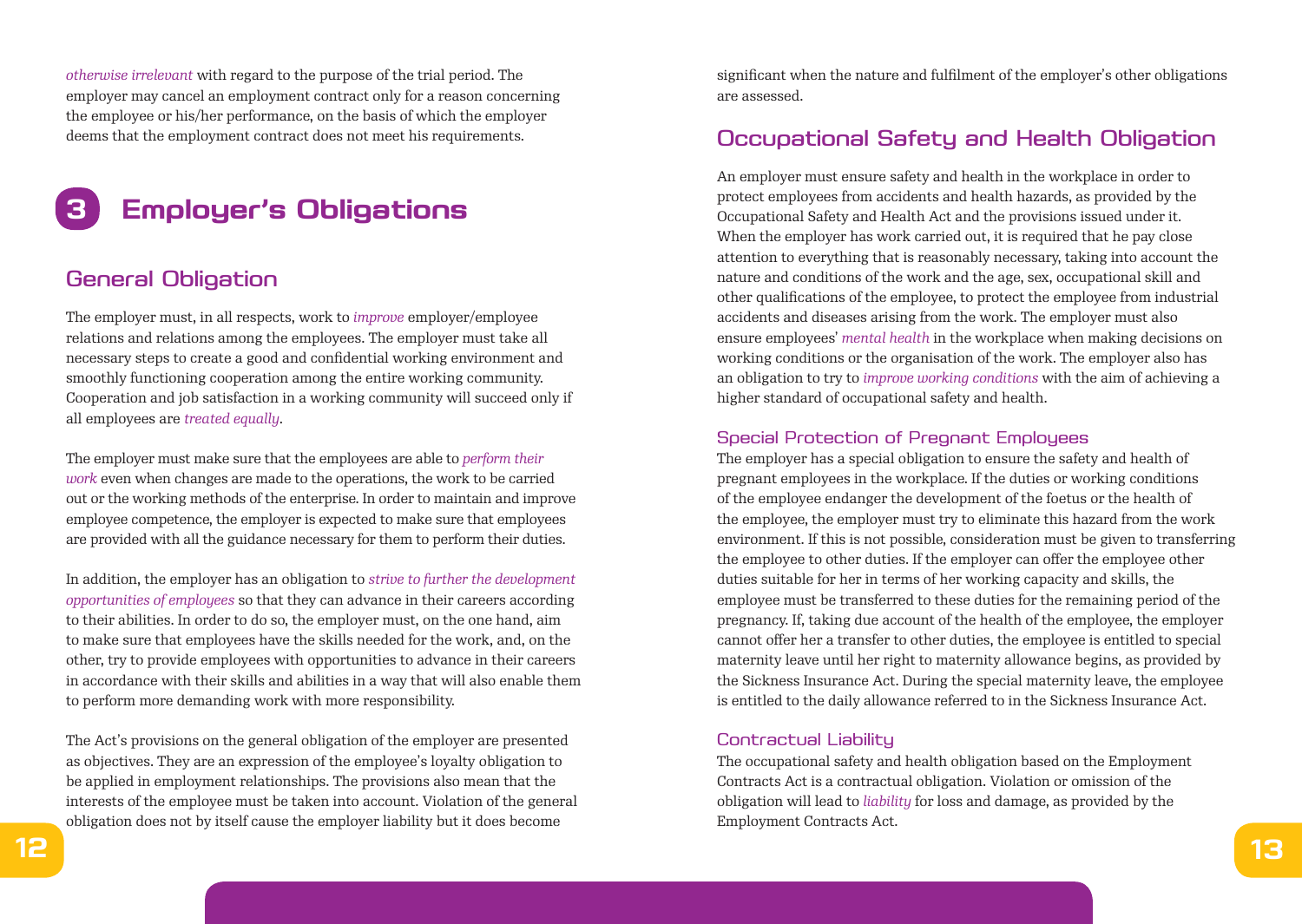*otherwise irrelevant* with regard to the purpose of the trial period. The employer may cancel an employment contract only for a reason concerning the employee or his/her performance, on the basis of which the employer deems that the employment contract does not meet his requirements.

# 3 Employer's Obligations

## General Obligation

The employer must, in all respects, work to *improve* employer/employee relations and relations among the employees. The employer must take all necessary steps to create a good and confidential working environment and smoothly functioning cooperation among the entire working community. Cooperation and job satisfaction in a working community will succeed only if all employees are *treated equally*.

The employer must make sure that the employees are able to *perform their work* even when changes are made to the operations, the work to be carried out or the working methods of the enterprise. In order to maintain and improve employee competence, the employer is expected to make sure that employees are provided with all the guidance necessary for them to perform their duties.

In addition, the employer has an obligation to *strive to further the development opportunities of employees* so that they can advance in their careers according to their abilities. In order to do so, the employer must, on the one hand, aim to make sure that employees have the skills needed for the work, and, on the other, try to provide employees with opportunities to advance in their careers in accordance with their skills and abilities in a way that will also enable them to perform more demanding work with more responsibility.

The Act's provisions on the general obligation of the employer are presented as objectives. They are an expression of the employee's loyalty obligation to be applied in employment relationships. The provisions also mean that the interests of the employee must be taken into account. Violation of the general obligation does not by itself cause the employer liability but it does become significant when the nature and fulfilment of the employer's other obligations are assessed.

## Occupational Safety and Health Obligation

An employer must ensure safety and health in the workplace in order to protect employees from accidents and health hazards, as provided by the Occupational Safety and Health Act and the provisions issued under it. When the employer has work carried out, it is required that he pay close attention to everything that is reasonably necessary, taking into account the nature and conditions of the work and the age, sex, occupational skill and other qualifications of the employee, to protect the employee from industrial accidents and diseases arising from the work. The employer must also ensure employees' *mental health* in the workplace when making decisions on working conditions or the organisation of the work. The employer also has an obligation to try to *improve working conditions* with the aim of achieving a higher standard of occupational safety and health.

### Special Protection of Pregnant Employees

The employer has a special obligation to ensure the safety and health of pregnant employees in the workplace. If the duties or working conditions of the employee endanger the development of the foetus or the health of the employee, the employer must try to eliminate this hazard from the work environment. If this is not possible, consideration must be given to transferring the employee to other duties. If the employer can offer the employee other duties suitable for her in terms of her working capacity and skills, the employee must be transferred to these duties for the remaining period of the pregnancy. If, taking due account of the health of the employee, the employer cannot offer her a transfer to other duties, the employee is entitled to special maternity leave until her right to maternity allowance begins, as provided by the Sickness Insurance Act. During the special maternity leave, the employee is entitled to the daily allowance referred to in the Sickness Insurance Act.

### Contractual Liability

The occupational safety and health obligation based on the Employment Contracts Act is a contractual obligation. Violation or omission of the obligation will lead to *liability* for loss and damage, as provided by the Employment Contracts Act.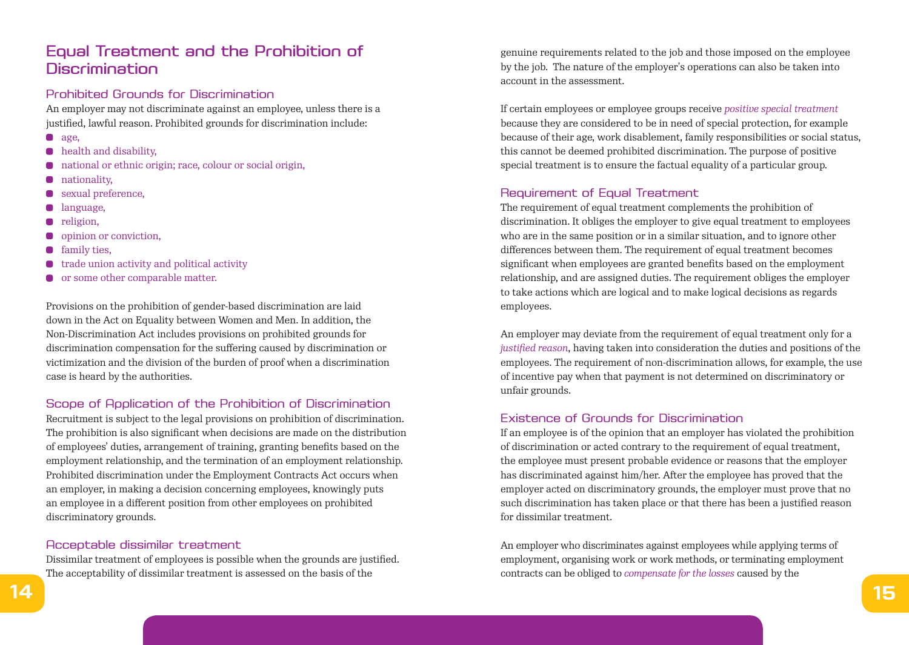## Equal Treatment and the Prohibition of Discrimination

### Prohibited Grounds for Discrimination

An employer may not discriminate against an employee, unless there is a justified, lawful reason. Prohibited grounds for discrimination include:

- age,
- health and disability,
- national or ethnic origin; race, colour or social origin,
- nationality,
- sexual preference,
- language,
- religion,
- opinion or conviction,
- family ties,
- trade union activity and political activity
- or some other comparable matter.

Provisions on the prohibition of gender-based discrimination are laid down in the Act on Equality between Women and Men. In addition, the Non-Discrimination Act includes provisions on prohibited grounds for discrimination compensation for the suffering caused by discrimination or victimization and the division of the burden of proof when a discrimination case is heard by the authorities.

### Scope of Application of the Prohibition of Discrimination

Recruitment is subject to the legal provisions on prohibition of discrimination. The prohibition is also significant when decisions are made on the distribution of employees' duties, arrangement of training, granting benefits based on the employment relationship, and the termination of an employment relationship. Prohibited discrimination under the Employment Contracts Act occurs when an employer, in making a decision concerning employees, knowingly puts an employee in a different position from other employees on prohibited discriminatory grounds.

### Acceptable dissimilar treatment

Dissimilar treatment of employees is possible when the grounds are justified. The acceptability of dissimilar treatment is assessed on the basis of the genuine requirements related to the job and those imposed on the employee by the job. The nature of the employer's operations can also be taken into account in the assessment.

If certain employees or employee groups receive *positive special treatment* because they are considered to be in need of special protection, for example because of their age, work disablement, family responsibilities or social status, this cannot be deemed prohibited discrimination. The purpose of positive special treatment is to ensure the factual equality of a particular group.

### Requirement of Equal Treatment

The requirement of equal treatment complements the prohibition of discrimination. It obliges the employer to give equal treatment to employees who are in the same position or in a similar situation, and to ignore other differences between them. The requirement of equal treatment becomes significant when employees are granted benefits based on the employment relationship, and are assigned duties. The requirement obliges the employer to take actions which are logical and to make logical decisions as regards employees.

An employer may deviate from the requirement of equal treatment only for a *justified reason*, having taken into consideration the duties and positions of the employees. The requirement of non-discrimination allows, for example, the use of incentive pay when that payment is not determined on discriminatory or unfair grounds.

### Existence of Grounds for Discrimination

If an employee is of the opinion that an employer has violated the prohibition of discrimination or acted contrary to the requirement of equal treatment, the employee must present probable evidence or reasons that the employer has discriminated against him/her. After the employee has proved that the employer acted on discriminatory grounds, the employer must prove that no such discrimination has taken place or that there has been a justified reason for dissimilar treatment.

An employer who discriminates against employees while applying terms of employment, organising work or work methods, or terminating employment contracts can be obliged to *compensate for the losses* caused by the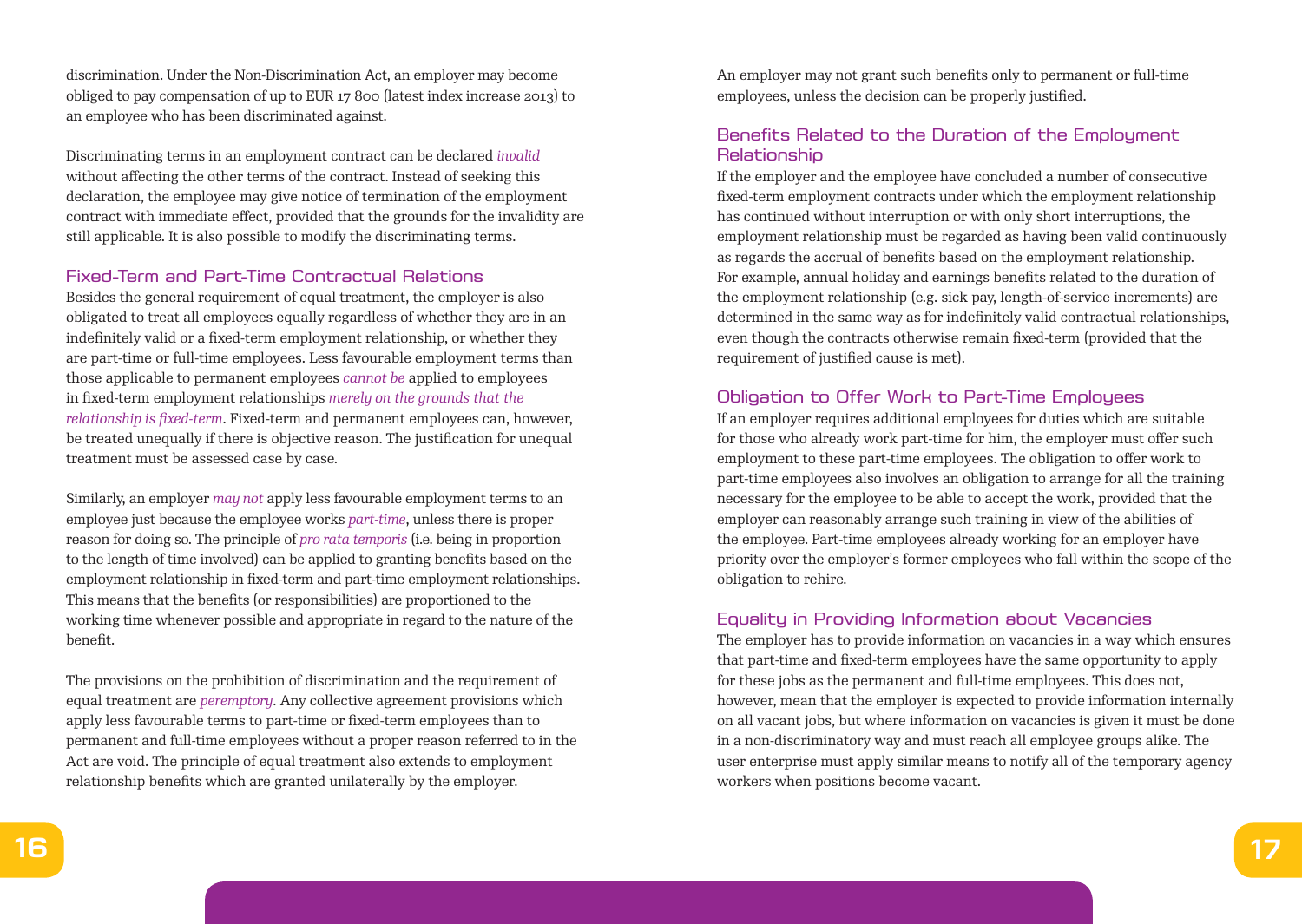discrimination. Under the Non-Discrimination Act, an employer may become obliged to pay compensation of up to EUR 17 800 (latest index increase 2013) to an employee who has been discriminated against.

Discriminating terms in an employment contract can be declared *invalid* without affecting the other terms of the contract. Instead of seeking this declaration, the employee may give notice of termination of the employment contract with immediate effect, provided that the grounds for the invalidity are still applicable. It is also possible to modify the discriminating terms.

## Fixed-Term and Part-Time Contractual Relations

Besides the general requirement of equal treatment, the employer is also obligated to treat all employees equally regardless of whether they are in an indefinitely valid or a fixed-term employment relationship, or whether they are part-time or full-time employees. Less favourable employment terms than those applicable to permanent employees *cannot be* applied to employees in fixed-term employment relationships *merely on the grounds that the relationship is fixed-term*. Fixed-term and permanent employees can, however, be treated unequally if there is objective reason. The justification for unequal treatment must be assessed case by case.

Similarly, an employer *may not* apply less favourable employment terms to an employee just because the employee works *part-time*, unless there is proper reason for doing so. The principle of *pro rata temporis* (i.e. being in proportion to the length of time involved) can be applied to granting benefits based on the employment relationship in fixed-term and part-time employment relationships. This means that the benefits (or responsibilities) are proportioned to the working time whenever possible and appropriate in regard to the nature of the benefit.

The provisions on the prohibition of discrimination and the requirement of equal treatment are *peremptory*. Any collective agreement provisions which apply less favourable terms to part-time or fixed-term employees than to permanent and full-time employees without a proper reason referred to in the Act are void. The principle of equal treatment also extends to employment relationship benefits which are granted unilaterally by the employer.

An employer may not grant such benefits only to permanent or full-time employees, unless the decision can be properly justified.

## Benefits Related to the Duration of the Employment Relationship

If the employer and the employee have concluded a number of consecutive fixed-term employment contracts under which the employment relationship has continued without interruption or with only short interruptions, the employment relationship must be regarded as having been valid continuously as regards the accrual of benefits based on the employment relationship. For example, annual holiday and earnings benefits related to the duration of the employment relationship (e.g. sick pay, length-of-service increments) are determined in the same way as for indefinitely valid contractual relationships, even though the contracts otherwise remain fixed-term (provided that the requirement of justified cause is met).

## Obligation to Offer Work to Part-Time Employees

If an employer requires additional employees for duties which are suitable for those who already work part-time for him, the employer must offer such employment to these part-time employees. The obligation to offer work to part-time employees also involves an obligation to arrange for all the training necessary for the employee to be able to accept the work, provided that the employer can reasonably arrange such training in view of the abilities of the employee. Part-time employees already working for an employer have priority over the employer's former employees who fall within the scope of the obligation to rehire.

## Equality in Providing Information about Vacancies

The employer has to provide information on vacancies in a way which ensures that part-time and fixed-term employees have the same opportunity to apply for these jobs as the permanent and full-time employees. This does not, however, mean that the employer is expected to provide information internally on all vacant jobs, but where information on vacancies is given it must be done in a non-discriminatory way and must reach all employee groups alike. The user enterprise must apply similar means to notify all of the temporary agency workers when positions become vacant.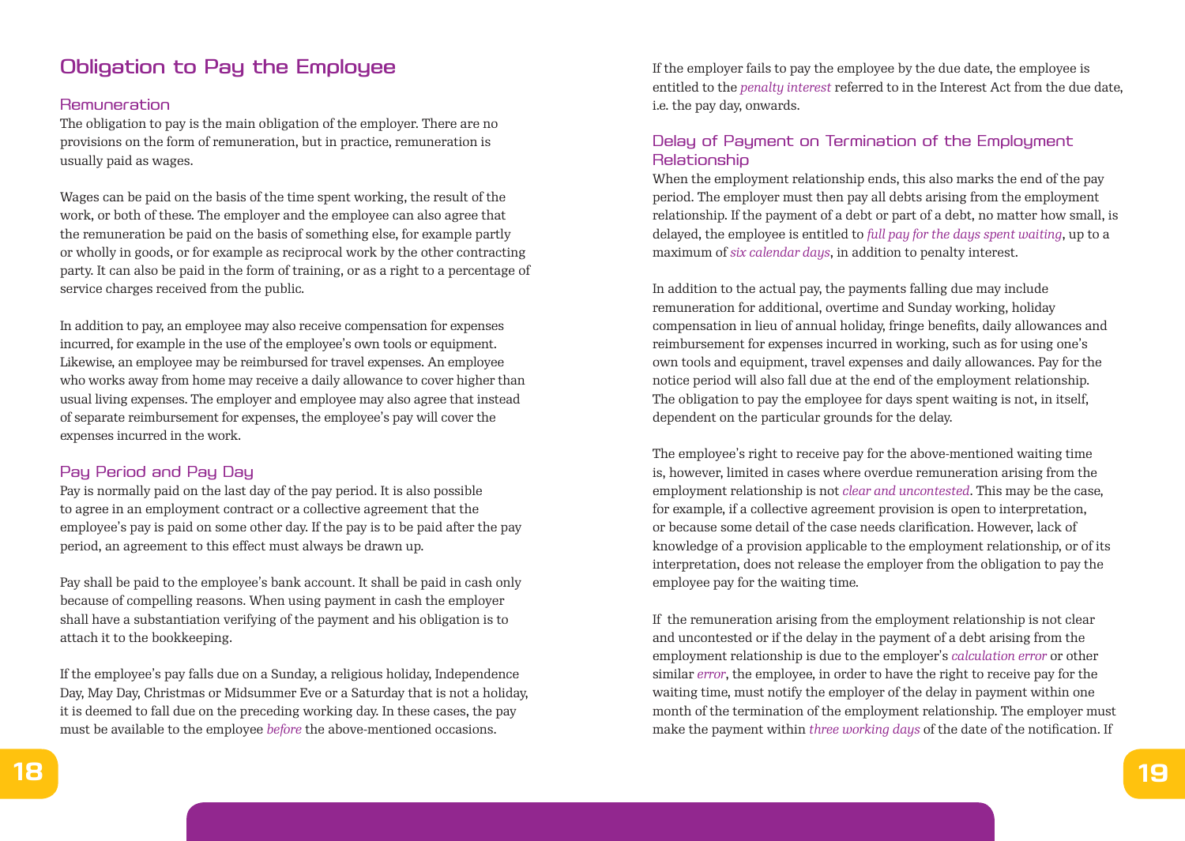## Obligation to Pay the Employee

### Remuneration

The obligation to pay is the main obligation of the employer. There are no provisions on the form of remuneration, but in practice, remuneration is usually paid as wages.

Wages can be paid on the basis of the time spent working, the result of the work, or both of these. The employer and the employee can also agree that the remuneration be paid on the basis of something else, for example partly or wholly in goods, or for example as reciprocal work by the other contracting party. It can also be paid in the form of training, or as a right to a percentage of service charges received from the public.

In addition to pay, an employee may also receive compensation for expenses incurred, for example in the use of the employee's own tools or equipment. Likewise, an employee may be reimbursed for travel expenses. An employee who works away from home may receive a daily allowance to cover higher than usual living expenses. The employer and employee may also agree that instead of separate reimbursement for expenses, the employee's pay will cover the expenses incurred in the work.

### Pay Period and Pay Day

Pay is normally paid on the last day of the pay period. It is also possible to agree in an employment contract or a collective agreement that the employee's pay is paid on some other day. If the pay is to be paid after the pay period, an agreement to this effect must always be drawn up.

Pay shall be paid to the employee's bank account. It shall be paid in cash only because of compelling reasons. When using payment in cash the employer shall have a substantiation verifying of the payment and his obligation is to attach it to the bookkeeping.

If the employee's pay falls due on a Sunday, a religious holiday, Independence Day, May Day, Christmas or Midsummer Eve or a Saturday that is not a holiday, it is deemed to fall due on the preceding working day. In these cases, the pay must be available to the employee *before* the above-mentioned occasions.

If the employer fails to pay the employee by the due date, the employee is entitled to the *penalty interest* referred to in the Interest Act from the due date, i.e. the pay day, onwards.

### Delay of Payment on Termination of the Employment Relationship

When the employment relationship ends, this also marks the end of the pay period. The employer must then pay all debts arising from the employment relationship. If the payment of a debt or part of a debt, no matter how small, is delayed, the employee is entitled to *full pay for the days spent waiting*, up to a maximum of *six calendar days*, in addition to penalty interest.

In addition to the actual pay, the payments falling due may include remuneration for additional, overtime and Sunday working, holiday compensation in lieu of annual holiday, fringe benefits, daily allowances and reimbursement for expenses incurred in working, such as for using one's own tools and equipment, travel expenses and daily allowances. Pay for the notice period will also fall due at the end of the employment relationship. The obligation to pay the employee for days spent waiting is not, in itself, dependent on the particular grounds for the delay.

The employee's right to receive pay for the above-mentioned waiting time is, however, limited in cases where overdue remuneration arising from the employment relationship is not *clear and uncontested*. This may be the case, for example, if a collective agreement provision is open to interpretation, or because some detail of the case needs clarification. However, lack of knowledge of a provision applicable to the employment relationship, or of its interpretation, does not release the employer from the obligation to pay the employee pay for the waiting time.

If the remuneration arising from the employment relationship is not clear and uncontested or if the delay in the payment of a debt arising from the employment relationship is due to the employer's *calculation error* or other similar *error*, the employee, in order to have the right to receive pay for the waiting time, must notify the employer of the delay in payment within one month of the termination of the employment relationship. The employer must make the payment within *three working days* of the date of the notification. If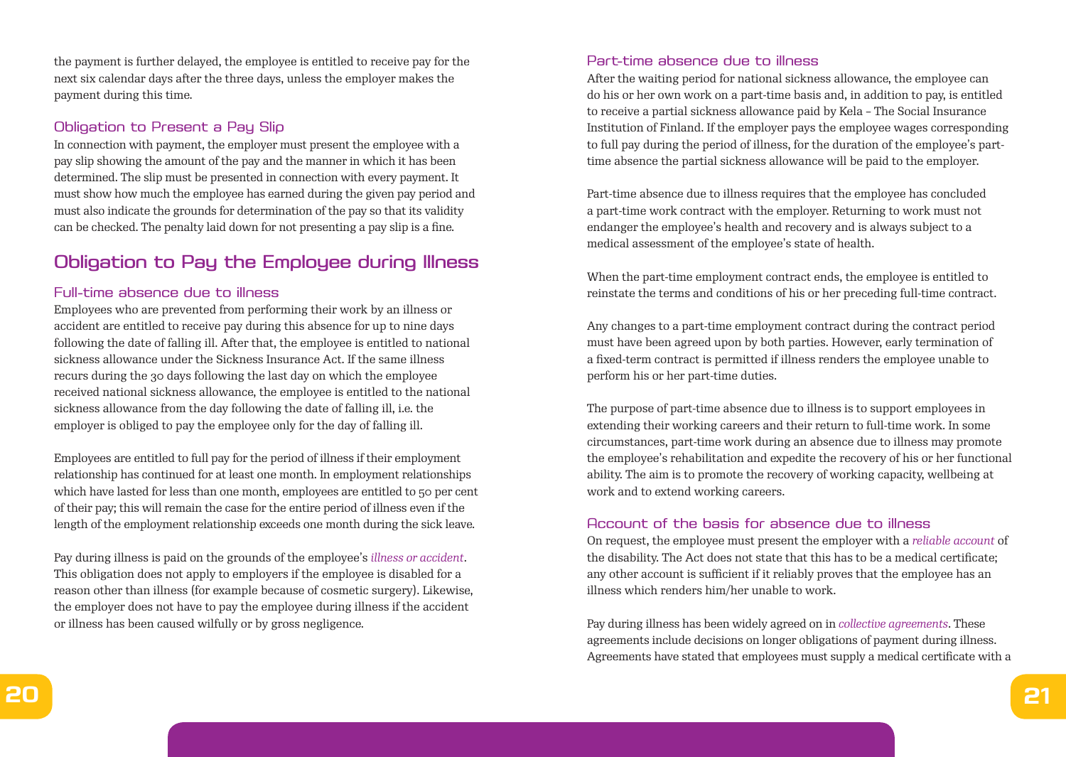the payment is further delayed, the employee is entitled to receive pay for the next six calendar days after the three days, unless the employer makes the payment during this time.

### Obligation to Present a Pay Slip

In connection with payment, the employer must present the employee with a pay slip showing the amount of the pay and the manner in which it has been determined. The slip must be presented in connection with every payment. It must show how much the employee has earned during the given pay period and must also indicate the grounds for determination of the pay so that its validity can be checked. The penalty laid down for not presenting a pay slip is a fine.

## Obligation to Pay the Employee during Illness

### Full-time absence due to illness

Employees who are prevented from performing their work by an illness or accident are entitled to receive pay during this absence for up to nine days following the date of falling ill. After that, the employee is entitled to national sickness allowance under the Sickness Insurance Act. If the same illness recurs during the 30 days following the last day on which the employee received national sickness allowance, the employee is entitled to the national sickness allowance from the day following the date of falling ill, i.e. the employer is obliged to pay the employee only for the day of falling ill.

Employees are entitled to full pay for the period of illness if their employment relationship has continued for at least one month. In employment relationships which have lasted for less than one month, employees are entitled to 50 per cent of their pay; this will remain the case for the entire period of illness even if the length of the employment relationship exceeds one month during the sick leave.

Pay during illness is paid on the grounds of the employee's *illness or accident*. This obligation does not apply to employers if the employee is disabled for a reason other than illness (for example because of cosmetic surgery). Likewise, the employer does not have to pay the employee during illness if the accident or illness has been caused wilfully or by gross negligence.

### Part-time absence due to illness

After the waiting period for national sickness allowance, the employee can do his or her own work on a part-time basis and, in addition to pay, is entitled to receive a partial sickness allowance paid by Kela – The Social Insurance Institution of Finland. If the employer pays the employee wages corresponding to full pay during the period of illness, for the duration of the employee's part-time absence the partial sickness allowance will be paid to the employer.

Part-time absence due to illness requires that the employee has concluded a part-time work contract with the employer. Returning to work must not endanger the employee's health and recovery and is always subject to a medical assessment of the employee's state of health.

When the part-time employment contract ends, the employee is entitled to reinstate the terms and conditions of his or her preceding full-time contract.

Any changes to a part-time employment contract during the contract period must have been agreed upon by both parties. However, early termination of a fixed-term contract is permitted if illness renders the employee unable to perform his or her part-time duties.

The purpose of part-time absence due to illness is to support employees in extending their working careers and their return to full-time work. In some circumstances, part-time work during an absence due to illness may promote the employee's rehabilitation and expedite the recovery of his or her functional ability. The aim is to promote the recovery of working capacity, wellbeing at work and to extend working careers.

### Account of the basis for absence due to illness

On request, the employee must present the employer with a *reliable account* of the disability. The Act does not state that this has to be a medical certificate; any other account is sufficient if it reliably proves that the employee has an illness which renders him/her unable to work.

Pay during illness has been widely agreed on in *collective agreements*. These agreements include decisions on longer obligations of payment during illness. Agreements have stated that employees must supply a medical certificate with a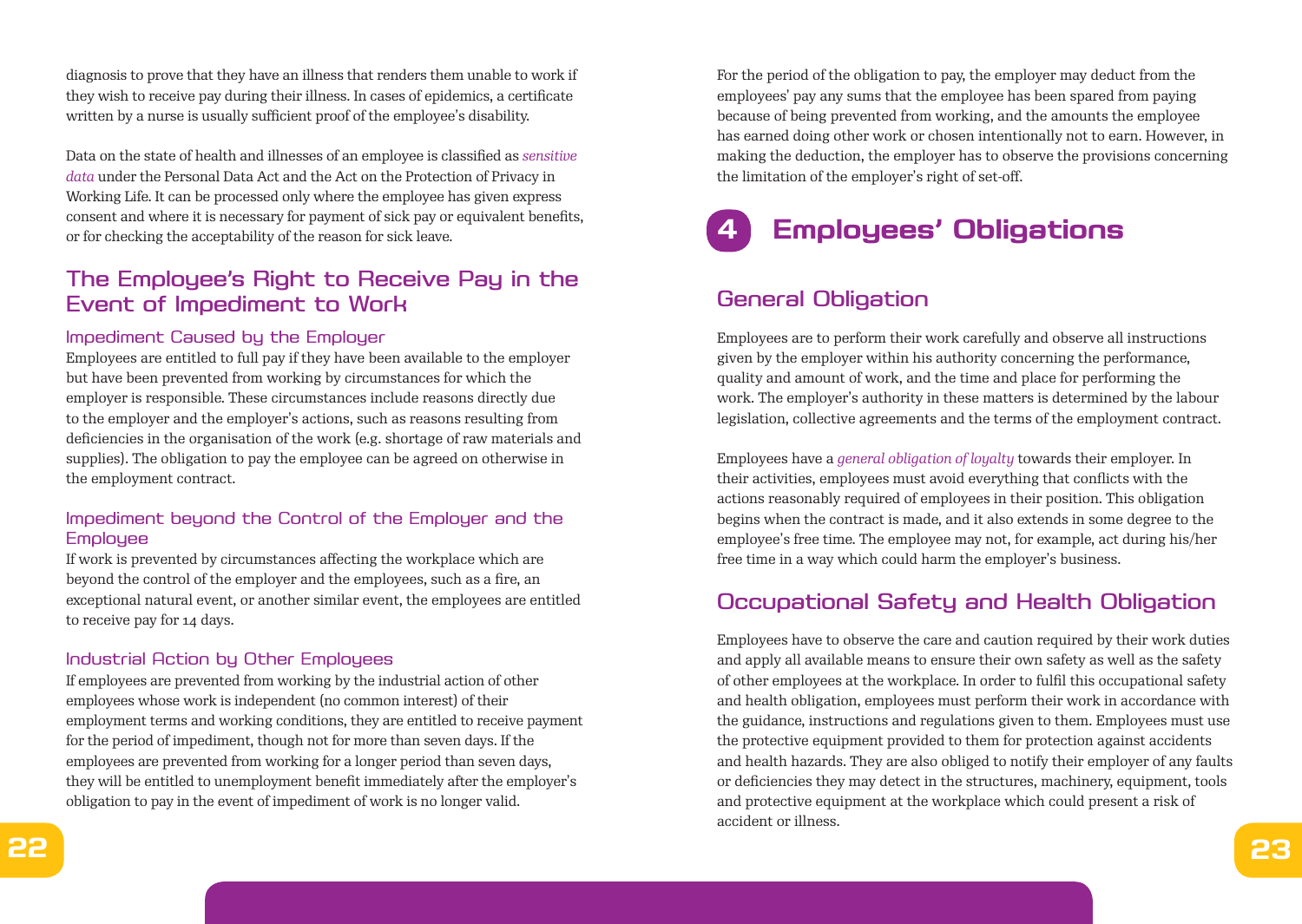diagnosis to prove that they have an illness that renders them unable to work if they wish to receive pay during their illness. In cases of epidemics, a certificate written by a nurse is usually sufficient proof of the employee's disability.

Data on the state of health and illnesses of an employee is classified as *sensitive data* under the Personal Data Act and the Act on the Protection of Privacy in Working Life. It can be processed only where the employee has given express consent and where it is necessary for payment of sick pay or equivalent benefits, or for checking the acceptability of the reason for sick leave.

## The Employee's Right to Receive Pay in the Event of Impediment to Work

### Impediment Caused by the Employer

Employees are entitled to full pay if they have been available to the employer but have been prevented from working by circumstances for which the employer is responsible. These circumstances include reasons directly due to the employer and the employer's actions, such as reasons resulting from deficiencies in the organisation of the work (e.g. shortage of raw materials and supplies). The obligation to pay the employee can be agreed on otherwise in the employment contract.

### Impediment beyond the Control of the Employer and the Employee

If work is prevented by circumstances affecting the workplace which are beyond the control of the employer and the employees, such as a fire, an exceptional natural event, or another similar event, the employees are entitled to receive pay for 14 days.

### Industrial Action by Other Employees

If employees are prevented from working by the industrial action of other employees whose work is independent (no common interest) of their employment terms and working conditions, they are entitled to receive payment for the period of impediment, though not for more than seven days. If the employees are prevented from working for a longer period than seven days, they will be entitled to unemployment benefit immediately after the employer's obligation to pay in the event of impediment of work is no longer valid.

For the period of the obligation to pay, the employer may deduct from the employees' pay any sums that the employee has been spared from paying because of being prevented from working, and the amounts the employee has earned doing other work or chosen intentionally not to earn. However, in making the deduction, the employer has to observe the provisions concerning the limitation of the employer's right of set-off.

# 4 Employees' Obligations

## General Obligation

Employees are to perform their work carefully and observe all instructions given by the employer within his authority concerning the performance, quality and amount of work, and the time and place for performing the work. The employer's authority in these matters is determined by the labour legislation, collective agreements and the terms of the employment contract.

Employees have a *general obligation of loyalty* towards their employer. In their activities, employees must avoid everything that conflicts with the actions reasonably required of employees in their position. This obligation begins when the contract is made, and it also extends in some degree to the employee's free time. The employee may not, for example, act during his/her free time in a way which could harm the employer's business.

## Occupational Safety and Health Obligation

Employees have to observe the care and caution required by their work duties and apply all available means to ensure their own safety as well as the safety of other employees at the workplace. In order to fulfil this occupational safety and health obligation, employees must perform their work in accordance with the guidance, instructions and regulations given to them. Employees must use the protective equipment provided to them for protection against accidents and health hazards. They are also obliged to notify their employer of any faults or deficiencies they may detect in the structures, machinery, equipment, tools and protective equipment at the workplace which could present a risk of accident or illness.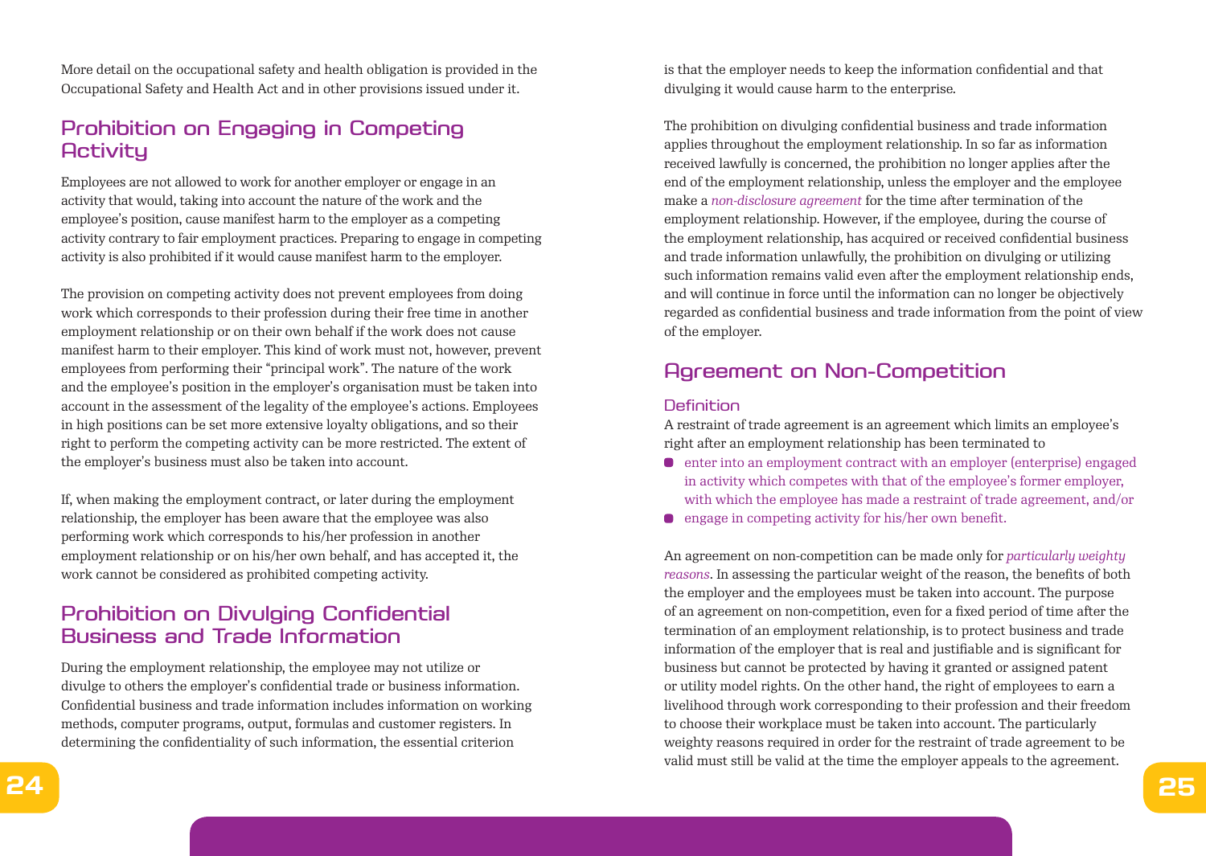More detail on the occupational safety and health obligation is provided in the Occupational Safety and Health Act and in other provisions issued under it.

## Prohibition on Engaging in Competing Activity

Employees are not allowed to work for another employer or engage in an activity that would, taking into account the nature of the work and the employee's position, cause manifest harm to the employer as a competing activity contrary to fair employment practices. Preparing to engage in competing activity is also prohibited if it would cause manifest harm to the employer.

The provision on competing activity does not prevent employees from doing work which corresponds to their profession during their free time in another employment relationship or on their own behalf if the work does not cause manifest harm to their employer. This kind of work must not, however, prevent employees from performing their "principal work". The nature of the work and the employee's position in the employer's organisation must be taken into account in the assessment of the legality of the employee's actions. Employees in high positions can be set more extensive loyalty obligations, and so their right to perform the competing activity can be more restricted. The extent of the employer's business must also be taken into account.

If, when making the employment contract, or later during the employment relationship, the employer has been aware that the employee was also performing work which corresponds to his/her profession in another employment relationship or on his/her own behalf, and has accepted it, the work cannot be considered as prohibited competing activity.

## Prohibition on Divulging Confidential Business and Trade Information

During the employment relationship, the employee may not utilize or divulge to others the employer's confidential trade or business information. Confidential business and trade information includes information on working methods, computer programs, output, formulas and customer registers. In determining the confidentiality of such information, the essential criterion is that the employer needs to keep the information confidential and that divulging it would cause harm to the enterprise.

The prohibition on divulging confidential business and trade information applies throughout the employment relationship. In so far as information received lawfully is concerned, the prohibition no longer applies after the end of the employment relationship, unless the employer and the employee make a *non-disclosure agreement* for the time after termination of the employment relationship. However, if the employee, during the course of the employment relationship, has acquired or received confidential business and trade information unlawfully, the prohibition on divulging or utilizing such information remains valid even after the employment relationship ends, and will continue in force until the information can no longer be objectively regarded as confidential business and trade information from the point of view of the employer.

## Agreement on Non-Competition

### Definition

A restraint of trade agreement is an agreement which limits an employee's right after an employment relationship has been terminated to

- enter into an employment contract with an employer (enterprise) engaged in activity which competes with that of the employee's former employer, with which the employee has made a restraint of trade agreement, and/or
- engage in competing activity for his/her own benefit.

An agreement on non-competition can be made only for *particularly weighty reasons*. In assessing the particular weight of the reason, the benefits of both the employer and the employees must be taken into account. The purpose of an agreement on non-competition, even for a fixed period of time after the termination of an employment relationship, is to protect business and trade information of the employer that is real and justifiable and is significant for business but cannot be protected by having it granted or assigned patent or utility model rights. On the other hand, the right of employees to earn a livelihood through work corresponding to their profession and their freedom to choose their workplace must be taken into account. The particularly weighty reasons required in order for the restraint of trade agreement to be valid must still be valid at the time the employer appeals to the agreement.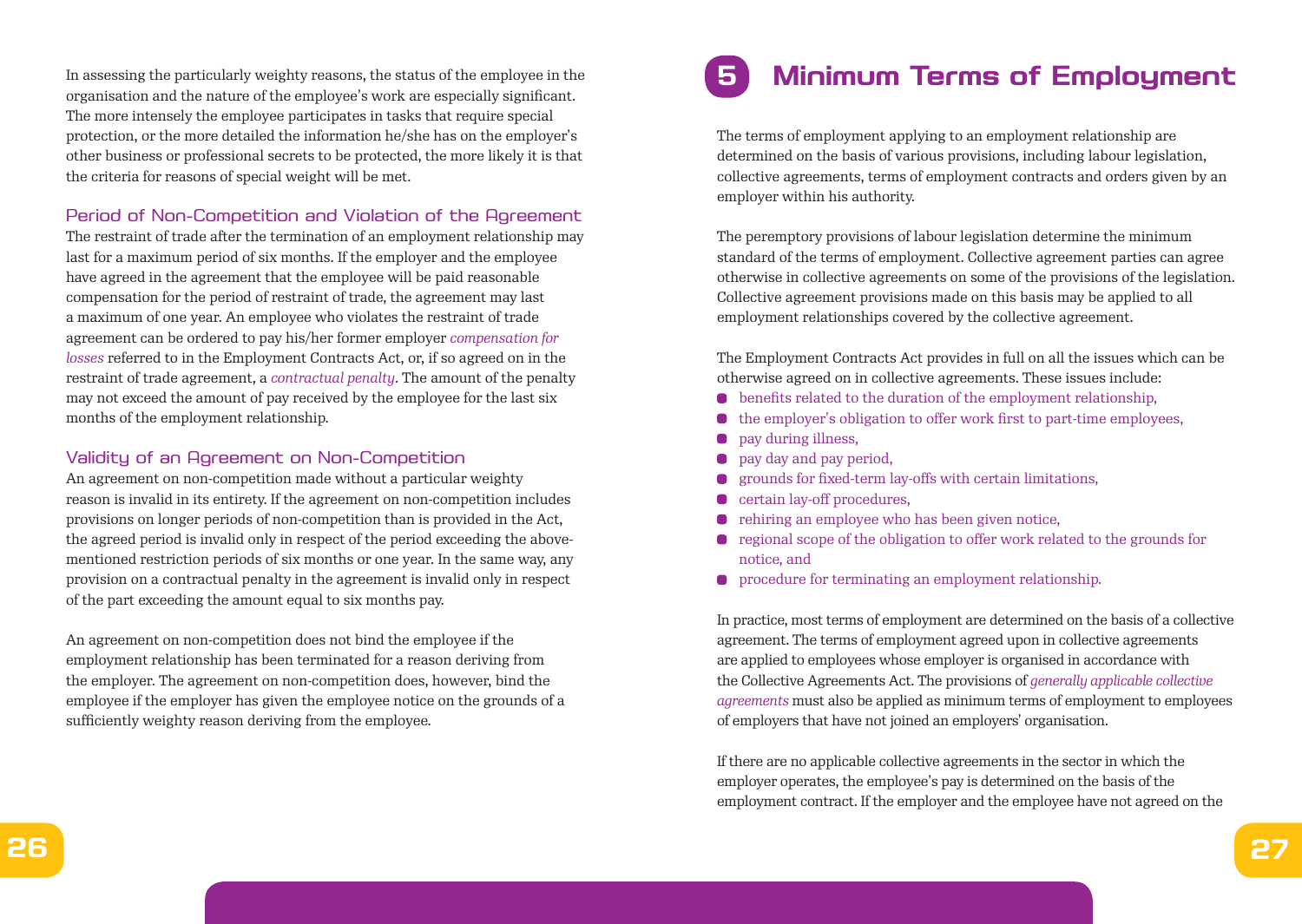In assessing the particularly weighty reasons, the status of the employee in the organisation and the nature of the employee's work are especially significant. The more intensely the employee participates in tasks that require special protection, or the more detailed the information he/she has on the employer's other business or professional secrets to be protected, the more likely it is that the criteria for reasons of special weight will be met.

### Period of Non-Competition and Violation of the Agreement

The restraint of trade after the termination of an employment relationship may last for a maximum period of six months. If the employer and the employee have agreed in the agreement that the employee will be paid reasonable compensation for the period of restraint of trade, the agreement may last a maximum of one year. An employee who violates the restraint of trade agreement can be ordered to pay his/her former employer *compensation for losses* referred to in the Employment Contracts Act, or, if so agreed on in the restraint of trade agreement, a *contractual penalty*. The amount of the penalty may not exceed the amount of pay received by the employee for the last six months of the employment relationship.

### Validity of an Agreement on Non-Competition

An agreement on non-competition made without a particular weighty reason is invalid in its entirety. If the agreement on non-competition includes provisions on longer periods of non-competition than is provided in the Act, the agreed period is invalid only in respect of the period exceeding the above-mentioned restriction periods of six months or one year. In the same way, any provision on a contractual penalty in the agreement is invalid only in respect of the part exceeding the amount equal to six months pay.

An agreement on non-competition does not bind the employee if the employment relationship has been terminated for a reason deriving from the employer. The agreement on non-competition does, however, bind the employee if the employer has given the employee notice on the grounds of a sufficiently weighty reason deriving from the employee.

# 5 Minimum Terms of Employment

The terms of employment applying to an employment relationship are determined on the basis of various provisions, including labour legislation, collective agreements, terms of employment contracts and orders given by an employer within his authority.

The peremptory provisions of labour legislation determine the minimum standard of the terms of employment. Collective agreement parties can agree otherwise in collective agreements on some of the provisions of the legislation. Collective agreement provisions made on this basis may be applied to all employment relationships covered by the collective agreement.

The Employment Contracts Act provides in full on all the issues which can be otherwise agreed on in collective agreements. These issues include:

- benefits related to the duration of the employment relationship,
- the employer's obligation to offer work first to part-time employees,
- pay during illness,
- pay day and pay period,
- grounds for fixed-term lay-offs with certain limitations,
- certain lay-off procedures,
- rehiring an employee who has been given notice,
- regional scope of the obligation to offer work related to the grounds for notice, and
- procedure for terminating an employment relationship.

In practice, most terms of employment are determined on the basis of a collective agreement. The terms of employment agreed upon in collective agreements are applied to employees whose employer is organised in accordance with the Collective Agreements Act. The provisions of *generally applicable collective agreements* must also be applied as minimum terms of employment to employees of employers that have not joined an employers' organisation.

If there are no applicable collective agreements in the sector in which the employer operates, the employee's pay is determined on the basis of the employment contract. If the employer and the employee have not agreed on the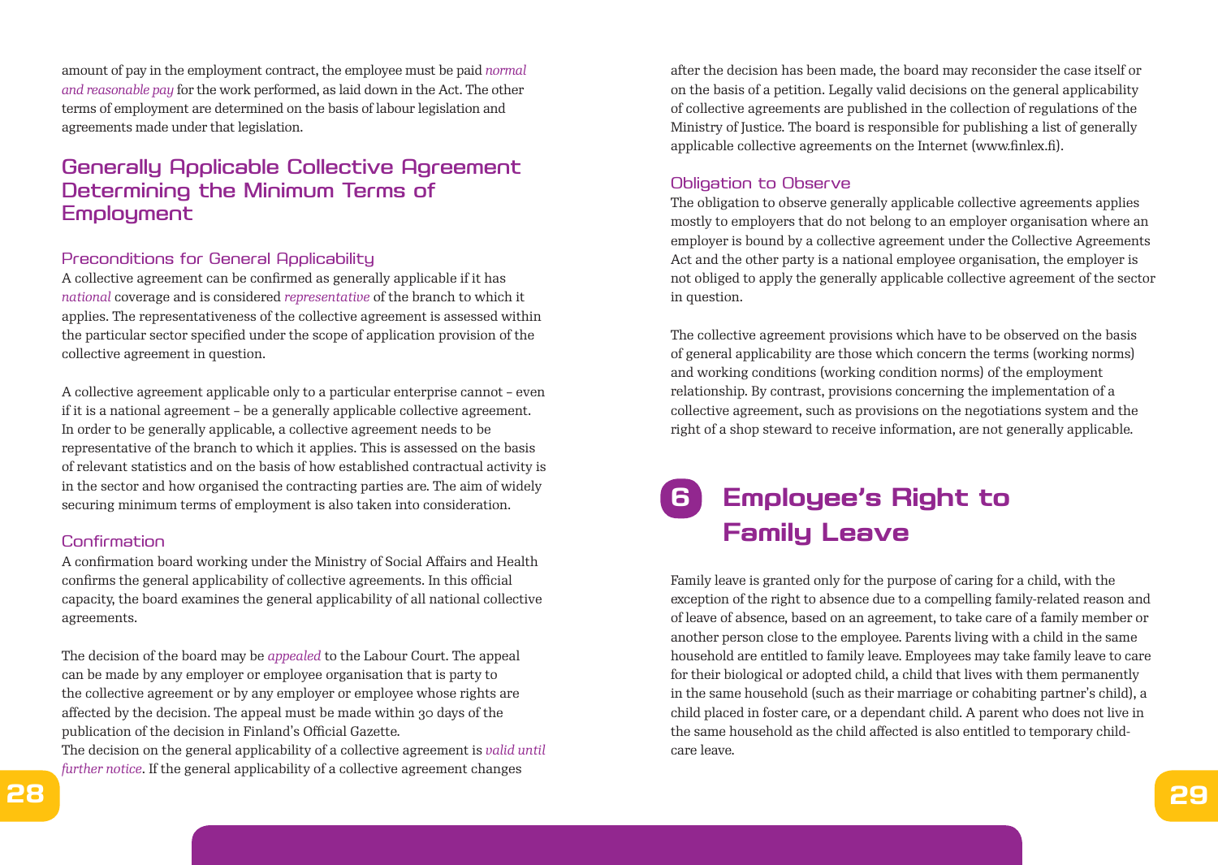amount of pay in the employment contract, the employee must be paid *normal and reasonable pay* for the work performed, as laid down in the Act. The other terms of employment are determined on the basis of labour legislation and agreements made under that legislation.

## Generally Applicable Collective Agreement Determining the Minimum Terms of Employment

### Preconditions for General Applicability

A collective agreement can be confirmed as generally applicable if it has *national* coverage and is considered *representative* of the branch to which it applies. The representativeness of the collective agreement is assessed within the particular sector specified under the scope of application provision of the collective agreement in question.

A collective agreement applicable only to a particular enterprise cannot – even if it is a national agreement – be a generally applicable collective agreement. In order to be generally applicable, a collective agreement needs to be representative of the branch to which it applies. This is assessed on the basis of relevant statistics and on the basis of how established contractual activity is in the sector and how organised the contracting parties are. The aim of widely securing minimum terms of employment is also taken into consideration.

### Confirmation

A confirmation board working under the Ministry of Social Affairs and Health confirms the general applicability of collective agreements. In this official capacity, the board examines the general applicability of all national collective agreements.

The decision of the board may be *appealed* to the Labour Court. The appeal can be made by any employer or employee organisation that is party to the collective agreement or by any employer or employee whose rights are affected by the decision. The appeal must be made within 30 days of the publication of the decision in Finland's Official Gazette.

The decision on the general applicability of a collective agreement is *valid until further notice*. If the general applicability of a collective agreement changes after the decision has been made, the board may reconsider the case itself or on the basis of a petition. Legally valid decisions on the general applicability of collective agreements are published in the collection of regulations of the Ministry of Justice. The board is responsible for publishing a list of generally applicable collective agreements on the Internet (www.finlex.fi).

### Obligation to Observe

The obligation to observe generally applicable collective agreements applies mostly to employers that do not belong to an employer organisation where an employer is bound by a collective agreement under the Collective Agreements Act and the other party is a national employee organisation, the employer is not obliged to apply the generally applicable collective agreement of the sector in question.

The collective agreement provisions which have to be observed on the basis of general applicability are those which concern the terms (working norms) and working conditions (working condition norms) of the employment relationship. By contrast, provisions concerning the implementation of a collective agreement, such as provisions on the negotiations system and the right of a shop steward to receive information, are not generally applicable.

# 6 Employee's Right to Family Leave

Family leave is granted only for the purpose of caring for a child, with the exception of the right to absence due to a compelling family-related reason and of leave of absence, based on an agreement, to take care of a family member or another person close to the employee. Parents living with a child in the same household are entitled to family leave. Employees may take family leave to care for their biological or adopted child, a child that lives with them permanently in the same household (such as their marriage or cohabiting partner's child), a child placed in foster care, or a dependant child. A parent who does not live in the same household as the child affected is also entitled to temporary child-care leave.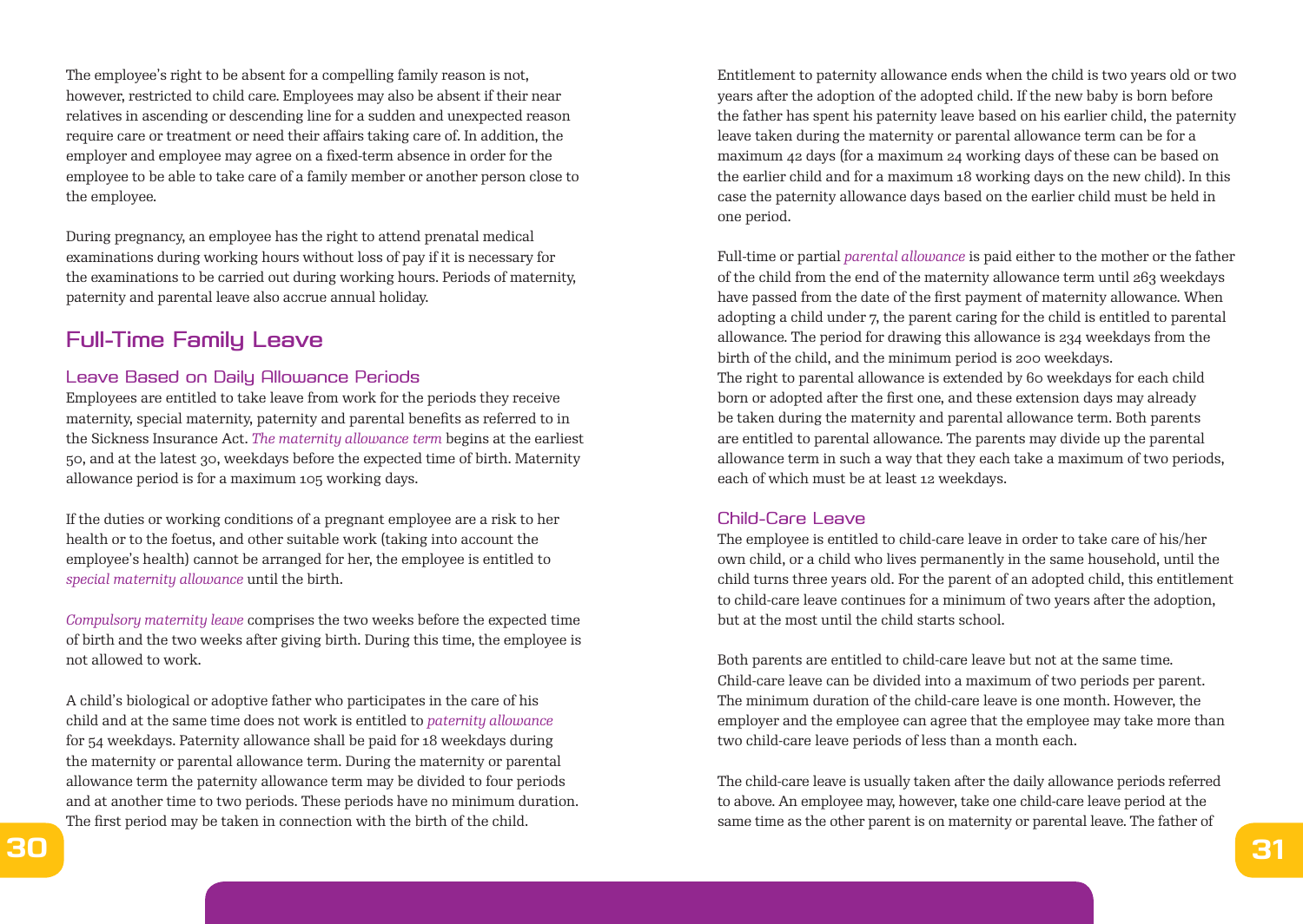The employee's right to be absent for a compelling family reason is not, however, restricted to child care. Employees may also be absent if their near relatives in ascending or descending line for a sudden and unexpected reason require care or treatment or need their affairs taking care of. In addition, the employer and employee may agree on a fixed-term absence in order for the employee to be able to take care of a family member or another person close to the employee.

During pregnancy, an employee has the right to attend prenatal medical examinations during working hours without loss of pay if it is necessary for the examinations to be carried out during working hours. Periods of maternity, paternity and parental leave also accrue annual holiday.

## Full-Time Family Leave

### Leave Based on Daily Allowance Periods

Employees are entitled to take leave from work for the periods they receive maternity, special maternity, paternity and parental benefits as referred to in the Sickness Insurance Act. *The maternity allowance term* begins at the earliest 50, and at the latest 30, weekdays before the expected time of birth. Maternity allowance period is for a maximum 105 working days.

If the duties or working conditions of a pregnant employee are a risk to her health or to the foetus, and other suitable work (taking into account the employee's health) cannot be arranged for her, the employee is entitled to *special maternity allowance* until the birth.

*Compulsory maternity leave* comprises the two weeks before the expected time of birth and the two weeks after giving birth. During this time, the employee is not allowed to work.

A child's biological or adoptive father who participates in the care of his child and at the same time does not work is entitled to *paternity allowance* for 54 weekdays. Paternity allowance shall be paid for 18 weekdays during the maternity or parental allowance term. During the maternity or parental allowance term the paternity allowance term may be divided to four periods and at another time to two periods. These periods have no minimum duration. The first period may be taken in connection with the birth of the child.

Entitlement to paternity allowance ends when the child is two years old or two years after the adoption of the adopted child. If the new baby is born before the father has spent his paternity leave based on his earlier child, the paternity leave taken during the maternity or parental allowance term can be for a maximum 42 days (for a maximum 24 working days of these can be based on the earlier child and for a maximum 18 working days on the new child). In this case the paternity allowance days based on the earlier child must be held in one period.

Full-time or partial *parental allowance* is paid either to the mother or the father of the child from the end of the maternity allowance term until 263 weekdays have passed from the date of the first payment of maternity allowance. When adopting a child under 7, the parent caring for the child is entitled to parental allowance. The period for drawing this allowance is 234 weekdays from the birth of the child, and the minimum period is 200 weekdays.
The right to parental allowance is extended by 60 weekdays for each child born or adopted after the first one, and these extension days may already be taken during the maternity and parental allowance term. Both parents are entitled to parental allowance. The parents may divide up the parental allowance term in such a way that they each take a maximum of two periods, each of which must be at least 12 weekdays.

### Child-Care Leave

The employee is entitled to child-care leave in order to take care of his/her own child, or a child who lives permanently in the same household, until the child turns three years old. For the parent of an adopted child, this entitlement to child-care leave continues for a minimum of two years after the adoption, but at the most until the child starts school.

Both parents are entitled to child-care leave but not at the same time. Child-care leave can be divided into a maximum of two periods per parent. The minimum duration of the child-care leave is one month. However, the employer and the employee can agree that the employee may take more than two child-care leave periods of less than a month each.

The child-care leave is usually taken after the daily allowance periods referred to above. An employee may, however, take one child-care leave period at the same time as the other parent is on maternity or parental leave. The father of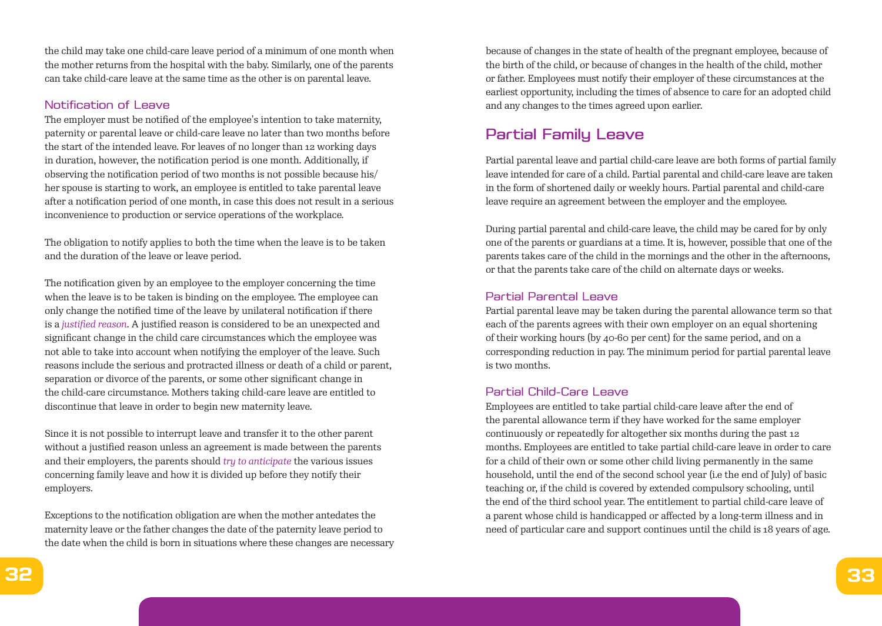the child may take one child-care leave period of a minimum of one month when the mother returns from the hospital with the baby. Similarly, one of the parents can take child-care leave at the same time as the other is on parental leave.

### Notification of Leave

The employer must be notified of the employee's intention to take maternity, paternity or parental leave or child-care leave no later than two months before the start of the intended leave. For leaves of no longer than 12 working days in duration, however, the notification period is one month. Additionally, if observing the notification period of two months is not possible because his/her spouse is starting to work, an employee is entitled to take parental leave after a notification period of one month, in case this does not result in a serious inconvenience to production or service operations of the workplace.

The obligation to notify applies to both the time when the leave is to be taken and the duration of the leave or leave period.

The notification given by an employee to the employer concerning the time when the leave is to be taken is binding on the employee. The employee can only change the notified time of the leave by unilateral notification if there is a *justified reason*. A justified reason is considered to be an unexpected and significant change in the child care circumstances which the employee was not able to take into account when notifying the employer of the leave. Such reasons include the serious and protracted illness or death of a child or parent, separation or divorce of the parents, or some other significant change in the child-care circumstance. Mothers taking child-care leave are entitled to discontinue that leave in order to begin new maternity leave.

Since it is not possible to interrupt leave and transfer it to the other parent without a justified reason unless an agreement is made between the parents and their employers, the parents should *try to anticipate* the various issues concerning family leave and how it is divided up before they notify their employers.

Exceptions to the notification obligation are when the mother antedates the maternity leave or the father changes the date of the paternity leave period to the date when the child is born in situations where these changes are necessary because of changes in the state of health of the pregnant employee, because of the birth of the child, or because of changes in the health of the child, mother or father. Employees must notify their employer of these circumstances at the earliest opportunity, including the times of absence to care for an adopted child and any changes to the times agreed upon earlier.

## Partial Family Leave

Partial parental leave and partial child-care leave are both forms of partial family leave intended for care of a child. Partial parental and child-care leave are taken in the form of shortened daily or weekly hours. Partial parental and child-care leave require an agreement between the employer and the employee.

During partial parental and child-care leave, the child may be cared for by only one of the parents or guardians at a time. It is, however, possible that one of the parents takes care of the child in the mornings and the other in the afternoons, or that the parents take care of the child on alternate days or weeks.

### Partial Parental Leave

Partial parental leave may be taken during the parental allowance term so that each of the parents agrees with their own employer on an equal shortening of their working hours (by 40-60 per cent) for the same period, and on a corresponding reduction in pay. The minimum period for partial parental leave is two months.

### Partial Child-Care Leave

Employees are entitled to take partial child-care leave after the end of the parental allowance term if they have worked for the same employer continuously or repeatedly for altogether six months during the past 12 months. Employees are entitled to take partial child-care leave in order to care for a child of their own or some other child living permanently in the same household, until the end of the second school year (i.e the end of July) of basic teaching or, if the child is covered by extended compulsory schooling, until the end of the third school year. The entitlement to partial child-care leave of a parent whose child is handicapped or affected by a long-term illness and in need of particular care and support continues until the child is 18 years of age.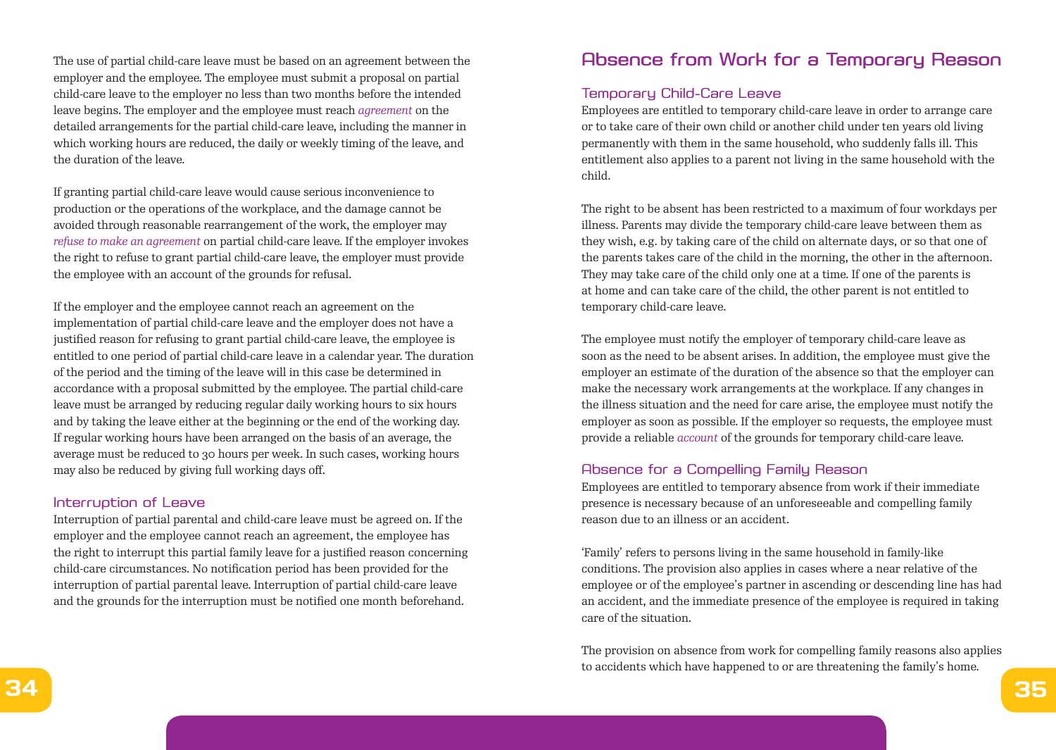The use of partial child-care leave must be based on an agreement between the employer and the employee. The employee must submit a proposal on partial child-care leave to the employer no less than two months before the intended leave begins. The employer and the employee must reach *agreement* on the detailed arrangements for the partial child-care leave, including the manner in which working hours are reduced, the daily or weekly timing of the leave, and the duration of the leave.

If granting partial child-care leave would cause serious inconvenience to production or the operations of the workplace, and the damage cannot be avoided through reasonable rearrangement of the work, the employer may *refuse to make an agreement* on partial child-care leave. If the employer invokes the right to refuse to grant partial child-care leave, the employer must provide the employee with an account of the grounds for refusal.

If the employer and the employee cannot reach an agreement on the implementation of partial child-care leave and the employer does not have a justified reason for refusing to grant partial child-care leave, the employee is entitled to one period of partial child-care leave in a calendar year. The duration of the period and the timing of the leave will in this case be determined in accordance with a proposal submitted by the employee. The partial child-care leave must be arranged by reducing regular daily working hours to six hours and by taking the leave either at the beginning or the end of the working day. If regular working hours have been arranged on the basis of an average, the average must be reduced to 30 hours per week. In such cases, working hours may also be reduced by giving full working days off.

### Interruption of Leave

Interruption of partial parental and child-care leave must be agreed on. If the employer and the employee cannot reach an agreement, the employee has the right to interrupt this partial family leave for a justified reason concerning child-care circumstances. No notification period has been provided for the interruption of partial parental leave. Interruption of partial child-care leave and the grounds for the interruption must be notified one month beforehand.

## Absence from Work for a Temporary Reason

### Temporary Child-Care Leave

Employees are entitled to temporary child-care leave in order to arrange care or to take care of their own child or another child under ten years old living permanently with them in the same household, who suddenly falls ill. This entitlement also applies to a parent not living in the same household with the child.

The right to be absent has been restricted to a maximum of four workdays per illness. Parents may divide the temporary child-care leave between them as they wish, e.g. by taking care of the child on alternate days, or so that one of the parents takes care of the child in the morning, the other in the afternoon. They may take care of the child only one at a time. If one of the parents is at home and can take care of the child, the other parent is not entitled to temporary child-care leave.

The employee must notify the employer of temporary child-care leave as soon as the need to be absent arises. In addition, the employee must give the employer an estimate of the duration of the absence so that the employer can make the necessary work arrangements at the workplace. If any changes in the illness situation and the need for care arise, the employee must notify the employer as soon as possible. If the employer so requests, the employee must provide a reliable *account* of the grounds for temporary child-care leave.

### Absence for a Compelling Family Reason

Employees are entitled to temporary absence from work if their immediate presence is necessary because of an unforeseeable and compelling family reason due to an illness or an accident.

'Family' refers to persons living in the same household in family-like conditions. The provision also applies in cases where a near relative of the employee or of the employee's partner in ascending or descending line has had an accident, and the immediate presence of the employee is required in taking care of the situation.

The provision on absence from work for compelling family reasons also applies to accidents which have happened to or are threatening the family's home.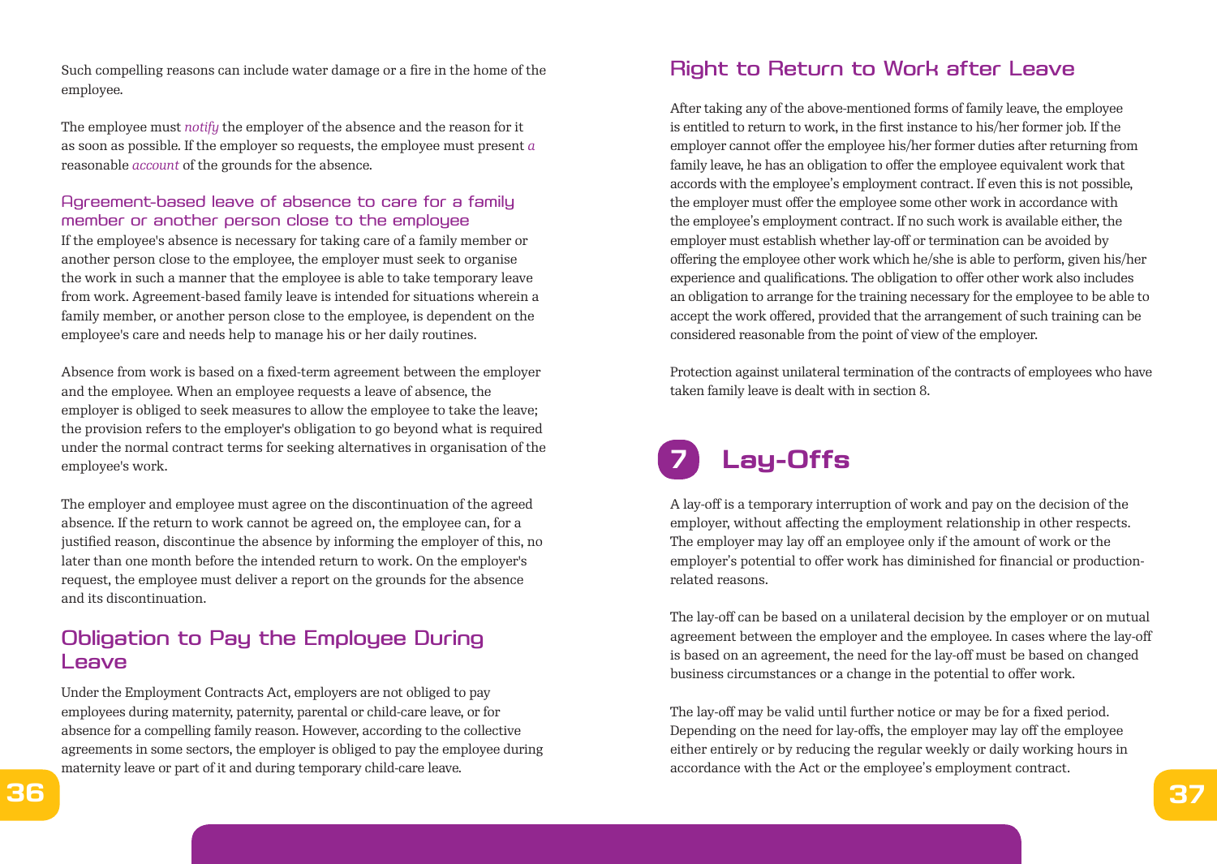Such compelling reasons can include water damage or a fire in the home of the employee.

The employee must *notify* the employer of the absence and the reason for it as soon as possible. If the employer so requests, the employee must present *a* reasonable *account* of the grounds for the absence.

### Agreement-based leave of absence to care for a family member or another person close to the employee

If the employee's absence is necessary for taking care of a family member or another person close to the employee, the employer must seek to organise the work in such a manner that the employee is able to take temporary leave from work. Agreement-based family leave is intended for situations wherein a family member, or another person close to the employee, is dependent on the employee's care and needs help to manage his or her daily routines.

Absence from work is based on a fixed-term agreement between the employer and the employee. When an employee requests a leave of absence, the employer is obliged to seek measures to allow the employee to take the leave; the provision refers to the employer's obligation to go beyond what is required under the normal contract terms for seeking alternatives in organisation of the employee's work.

The employer and employee must agree on the discontinuation of the agreed absence. If the return to work cannot be agreed on, the employee can, for a justified reason, discontinue the absence by informing the employer of this, no later than one month before the intended return to work. On the employer's request, the employee must deliver a report on the grounds for the absence and its discontinuation.

## Obligation to Pay the Employee During Leave

Under the Employment Contracts Act, employers are not obliged to pay employees during maternity, paternity, parental or child-care leave, or for absence for a compelling family reason. However, according to the collective agreements in some sectors, the employer is obliged to pay the employee during maternity leave or part of it and during temporary child-care leave.

## Right to Return to Work after Leave

After taking any of the above-mentioned forms of family leave, the employee is entitled to return to work, in the first instance to his/her former job. If the employer cannot offer the employee his/her former duties after returning from family leave, he has an obligation to offer the employee equivalent work that accords with the employee's employment contract. If even this is not possible, the employer must offer the employee some other work in accordance with the employee's employment contract. If no such work is available either, the employer must establish whether lay-off or termination can be avoided by offering the employee other work which he/she is able to perform, given his/her experience and qualifications. The obligation to offer other work also includes an obligation to arrange for the training necessary for the employee to be able to accept the work offered, provided that the arrangement of such training can be considered reasonable from the point of view of the employer.

Protection against unilateral termination of the contracts of employees who have taken family leave is dealt with in section 8.

# 7 Lay-Offs

A lay-off is a temporary interruption of work and pay on the decision of the employer, without affecting the employment relationship in other respects. The employer may lay off an employee only if the amount of work or the employer's potential to offer work has diminished for financial or production-related reasons.

The lay-off can be based on a unilateral decision by the employer or on mutual agreement between the employer and the employee. In cases where the lay-off is based on an agreement, the need for the lay-off must be based on changed business circumstances or a change in the potential to offer work.

The lay-off may be valid until further notice or may be for a fixed period. Depending on the need for lay-offs, the employer may lay off the employee either entirely or by reducing the regular weekly or daily working hours in accordance with the Act or the employee's employment contract.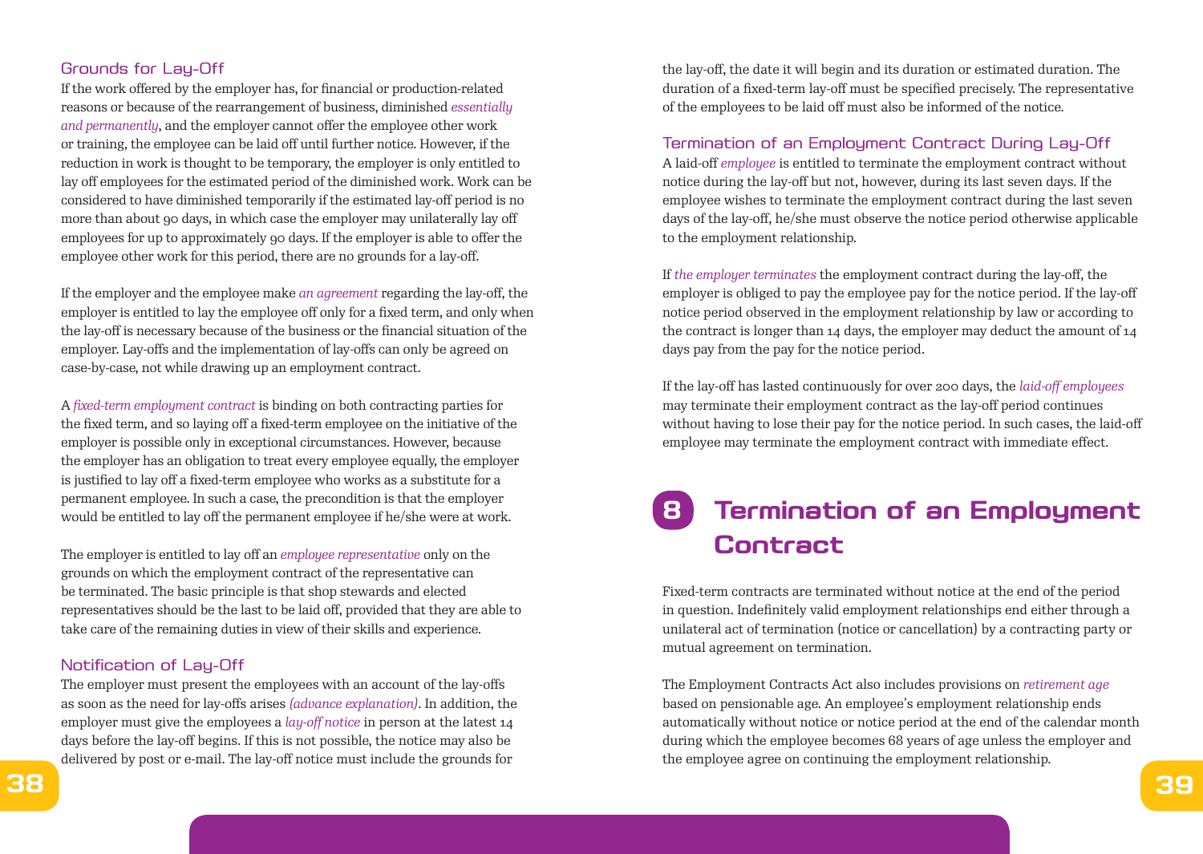### Grounds for Lay-Off

If the work offered by the employer has, for financial or production-related reasons or because of the rearrangement of business, diminished *essentially and permanently*, and the employer cannot offer the employee other work or training, the employee can be laid off until further notice. However, if the reduction in work is thought to be temporary, the employer is only entitled to lay off employees for the estimated period of the diminished work. Work can be considered to have diminished temporarily if the estimated lay-off period is no more than about 90 days, in which case the employer may unilaterally lay off employees for up to approximately 90 days. If the employer is able to offer the employee other work for this period, there are no grounds for a lay-off.

If the employer and the employee make *an agreement* regarding the lay-off, the employer is entitled to lay the employee off only for a fixed term, and only when the lay-off is necessary because of the business or the financial situation of the employer. Lay-offs and the implementation of lay-offs can only be agreed on case-by-case, not while drawing up an employment contract.

A *fixed-term employment contract* is binding on both contracting parties for the fixed term, and so laying off a fixed-term employee on the initiative of the employer is possible only in exceptional circumstances. However, because the employer has an obligation to treat every employee equally, the employer is justified to lay off a fixed-term employee who works as a substitute for a permanent employee. In such a case, the precondition is that the employer would be entitled to lay off the permanent employee if he/she were at work.

The employer is entitled to lay off an *employee representative* only on the grounds on which the employment contract of the representative can be terminated. The basic principle is that shop stewards and elected representatives should be the last to be laid off, provided that they are able to take care of the remaining duties in view of their skills and experience.

### Notification of Lay-Off

The employer must present the employees with an account of the lay-offs as soon as the need for lay-offs arises *(advance explanation)*. In addition, the employer must give the employees a *lay-off notice* in person at the latest 14 days before the lay-off begins. If this is not possible, the notice may also be delivered by post or e-mail. The lay-off notice must include the grounds for the lay-off, the date it will begin and its duration or estimated duration. The duration of a fixed-term lay-off must be specified precisely. The representative of the employees to be laid off must also be informed of the notice.

### Termination of an Employment Contract During Lay-Off

A laid-off *employee* is entitled to terminate the employment contract without notice during the lay-off but not, however, during its last seven days. If the employee wishes to terminate the employment contract during the last seven days of the lay-off, he/she must observe the notice period otherwise applicable to the employment relationship.

If *the employer terminates* the employment contract during the lay-off, the employer is obliged to pay the employee pay for the notice period. If the lay-off notice period observed in the employment relationship by law or according to the contract is longer than 14 days, the employer may deduct the amount of 14 days pay from the pay for the notice period.

If the lay-off has lasted continuously for over 200 days, the *laid-off employees* may terminate their employment contract as the lay-off period continues without having to lose their pay for the notice period. In such cases, the laid-off employee may terminate the employment contract with immediate effect.

## 8 Termination of an Employment Contract

Fixed-term contracts are terminated without notice at the end of the period in question. Indefinitely valid employment relationships end either through a unilateral act of termination (notice or cancellation) by a contracting party or mutual agreement on termination.

The Employment Contracts Act also includes provisions on *retirement age* based on pensionable age. An employee's employment relationship ends automatically without notice or notice period at the end of the calendar month during which the employee becomes 68 years of age unless the employer and the employee agree on continuing the employment relationship.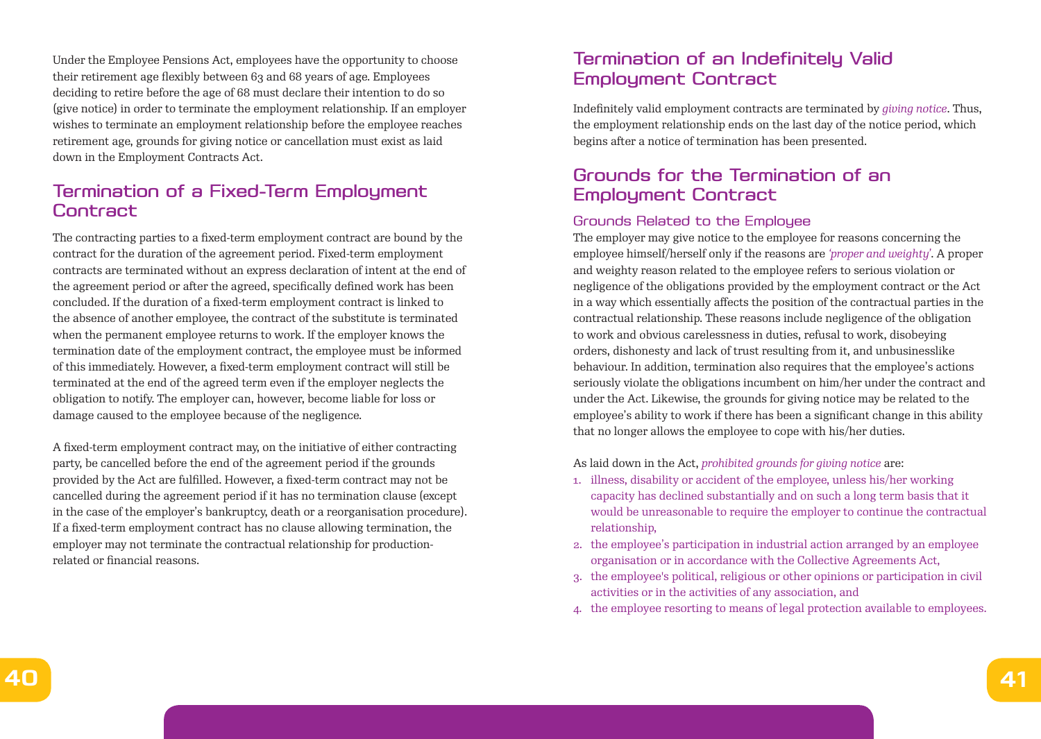Under the Employee Pensions Act, employees have the opportunity to choose their retirement age flexibly between 63 and 68 years of age. Employees deciding to retire before the age of 68 must declare their intention to do so (give notice) in order to terminate the employment relationship. If an employer wishes to terminate an employment relationship before the employee reaches retirement age, grounds for giving notice or cancellation must exist as laid down in the Employment Contracts Act.

## Termination of a Fixed-Term Employment Contract

The contracting parties to a fixed-term employment contract are bound by the contract for the duration of the agreement period. Fixed-term employment contracts are terminated without an express declaration of intent at the end of the agreement period or after the agreed, specifically defined work has been concluded. If the duration of a fixed-term employment contract is linked to the absence of another employee, the contract of the substitute is terminated when the permanent employee returns to work. If the employer knows the termination date of the employment contract, the employee must be informed of this immediately. However, a fixed-term employment contract will still be terminated at the end of the agreed term even if the employer neglects the obligation to notify. The employer can, however, become liable for loss or damage caused to the employee because of the negligence.

A fixed-term employment contract may, on the initiative of either contracting party, be cancelled before the end of the agreement period if the grounds provided by the Act are fulfilled. However, a fixed-term contract may not be cancelled during the agreement period if it has no termination clause (except in the case of the employer's bankruptcy, death or a reorganisation procedure). If a fixed-term employment contract has no clause allowing termination, the employer may not terminate the contractual relationship for production-related or financial reasons.

## Termination of an Indefinitely Valid Employment Contract

Indefinitely valid employment contracts are terminated by *giving notice*. Thus, the employment relationship ends on the last day of the notice period, which begins after a notice of termination has been presented.

## Grounds for the Termination of an Employment Contract

### Grounds Related to the Employee

The employer may give notice to the employee for reasons concerning the employee himself/herself only if the reasons are *'proper and weighty'*. A proper and weighty reason related to the employee refers to serious violation or negligence of the obligations provided by the employment contract or the Act in a way which essentially affects the position of the contractual parties in the contractual relationship. These reasons include negligence of the obligation to work and obvious carelessness in duties, refusal to work, disobeying orders, dishonesty and lack of trust resulting from it, and unbusinesslike behaviour. In addition, termination also requires that the employee's actions seriously violate the obligations incumbent on him/her under the contract and under the Act. Likewise, the grounds for giving notice may be related to the employee's ability to work if there has been a significant change in this ability that no longer allows the employee to cope with his/her duties.

As laid down in the Act, *prohibited grounds for giving notice* are:

1. illness, disability or accident of the employee, unless his/her working capacity has declined substantially and on such a long term basis that it would be unreasonable to require the employer to continue the contractual relationship,
2. the employee's participation in industrial action arranged by an employee organisation or in accordance with the Collective Agreements Act,
3. the employee's political, religious or other opinions or participation in civil activities or in the activities of any association, and
4. the employee resorting to means of legal protection available to employees.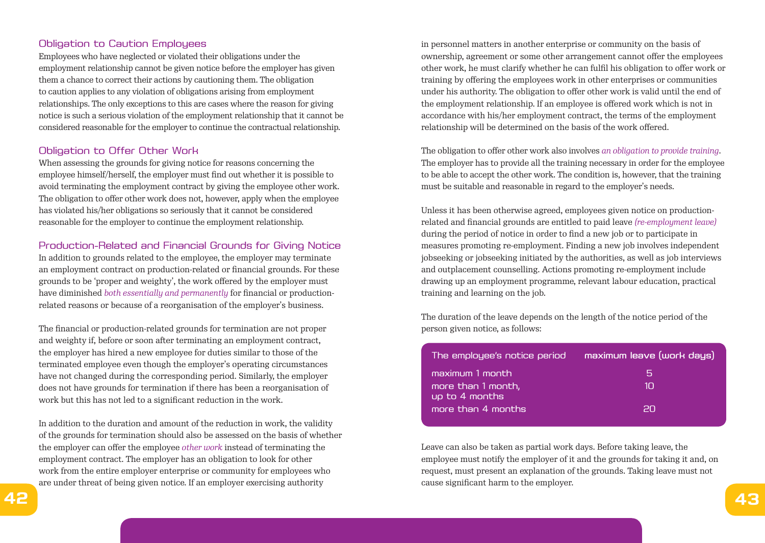### Obligation to Caution Employees

Employees who have neglected or violated their obligations under the employment relationship cannot be given notice before the employer has given them a chance to correct their actions by cautioning them. The obligation to caution applies to any violation of obligations arising from employment relationships. The only exceptions to this are cases where the reason for giving notice is such a serious violation of the employment relationship that it cannot be considered reasonable for the employer to continue the contractual relationship.

### Obligation to Offer Other Work

When assessing the grounds for giving notice for reasons concerning the employee himself/herself, the employer must find out whether it is possible to avoid terminating the employment contract by giving the employee other work. The obligation to offer other work does not, however, apply when the employee has violated his/her obligations so seriously that it cannot be considered reasonable for the employer to continue the employment relationship.

### Production-Related and Financial Grounds for Giving Notice

In addition to grounds related to the employee, the employer may terminate an employment contract on production-related or financial grounds. For these grounds to be 'proper and weighty', the work offered by the employer must have diminished *both essentially and permanently* for financial or production-related reasons or because of a reorganisation of the employer's business.

The financial or production-related grounds for termination are not proper and weighty if, before or soon after terminating an employment contract, the employer has hired a new employee for duties similar to those of the terminated employee even though the employer's operating circumstances have not changed during the corresponding period. Similarly, the employer does not have grounds for termination if there has been a reorganisation of work but this has not led to a significant reduction in the work.

In addition to the duration and amount of the reduction in work, the validity of the grounds for termination should also be assessed on the basis of whether the employer can offer the employee *other work* instead of terminating the employment contract. The employer has an obligation to look for other work from the entire employer enterprise or community for employees who are under threat of being given notice. If an employer exercising authority in personnel matters in another enterprise or community on the basis of ownership, agreement or some other arrangement cannot offer the employees other work, he must clarify whether he can fulfil his obligation to offer work or training by offering the employees work in other enterprises or communities under his authority. The obligation to offer other work is valid until the end of the employment relationship. If an employee is offered work which is not in accordance with his/her employment contract, the terms of the employment relationship will be determined on the basis of the work offered.

The obligation to offer other work also involves *an obligation to provide training*. The employer has to provide all the training necessary in order for the employee to be able to accept the other work. The condition is, however, that the training must be suitable and reasonable in regard to the employer's needs.

Unless it has been otherwise agreed, employees given notice on production-related and financial grounds are entitled to paid leave *(re-employment leave)* during the period of notice in order to find a new job or to participate in measures promoting re-employment. Finding a new job involves independent jobseeking or jobseeking initiated by the authorities, as well as job interviews and outplacement counselling. Actions promoting re-employment include drawing up an employment programme, relevant labour education, practical training and learning on the job.

The duration of the leave depends on the length of the notice period of the person given notice, as follows:

| The employee's notice period | maximum leave (work days) |
|---|---|
| maximum 1 month | 5 |
| more than 1 month, up to 4 months | 10 |
| more than 4 months | 20 |

Leave can also be taken as partial work days. Before taking leave, the employee must notify the employer of it and the grounds for taking it and, on request, must present an explanation of the grounds. Taking leave must not cause significant harm to the employer.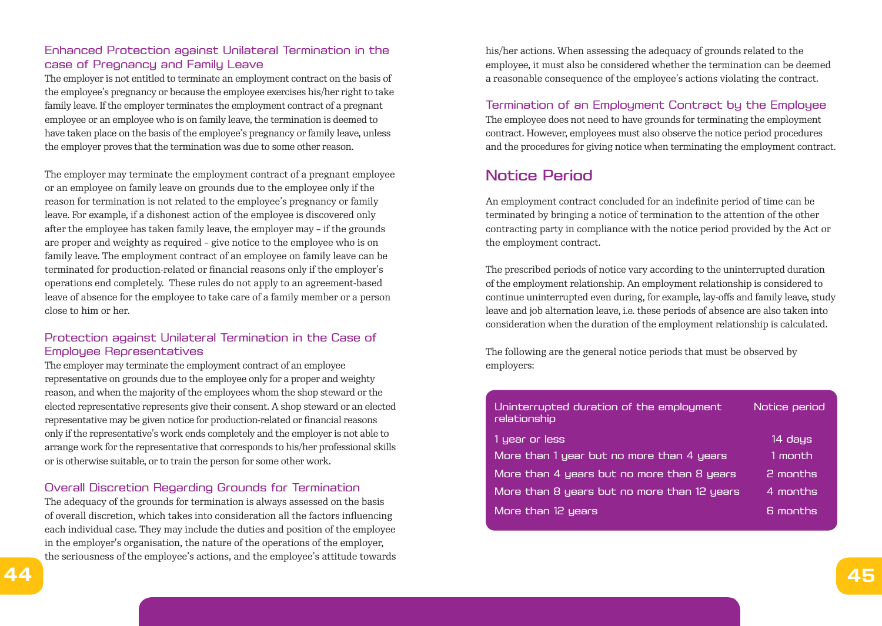### Enhanced Protection against Unilateral Termination in the case of Pregnancy and Family Leave

The employer is not entitled to terminate an employment contract on the basis of the employee's pregnancy or because the employee exercises his/her right to take family leave. If the employer terminates the employment contract of a pregnant employee or an employee who is on family leave, the termination is deemed to have taken place on the basis of the employee's pregnancy or family leave, unless the employer proves that the termination was due to some other reason.

The employer may terminate the employment contract of a pregnant employee or an employee on family leave on grounds due to the employee only if the reason for termination is not related to the employee's pregnancy or family leave. For example, if a dishonest action of the employee is discovered only after the employee has taken family leave, the employer may – if the grounds are proper and weighty as required – give notice to the employee who is on family leave. The employment contract of an employee on family leave can be terminated for production-related or financial reasons only if the employer's operations end completely. These rules do not apply to an agreement-based leave of absence for the employee to take care of a family member or a person close to him or her.

### Protection against Unilateral Termination in the Case of Employee Representatives

The employer may terminate the employment contract of an employee representative on grounds due to the employee only for a proper and weighty reason, and when the majority of the employees whom the shop steward or the elected representative represents give their consent. A shop steward or an elected representative may be given notice for production-related or financial reasons only if the representative's work ends completely and the employer is not able to arrange work for the representative that corresponds to his/her professional skills or is otherwise suitable, or to train the person for some other work.

### Overall Discretion Regarding Grounds for Termination

The adequacy of the grounds for termination is always assessed on the basis of overall discretion, which takes into consideration all the factors influencing each individual case. They may include the duties and position of the employee in the employer's organisation, the nature of the operations of the employer, the seriousness of the employee's actions, and the employee's attitude towards his/her actions. When assessing the adequacy of grounds related to the employee, it must also be considered whether the termination can be deemed a reasonable consequence of the employee's actions violating the contract.

### Termination of an Employment Contract by the Employee

The employee does not need to have grounds for terminating the employment contract. However, employees must also observe the notice period procedures and the procedures for giving notice when terminating the employment contract.

## Notice Period

An employment contract concluded for an indefinite period of time can be terminated by bringing a notice of termination to the attention of the other contracting party in compliance with the notice period provided by the Act or the employment contract.

The prescribed periods of notice vary according to the uninterrupted duration of the employment relationship. An employment relationship is considered to continue uninterrupted even during, for example, lay-offs and family leave, study leave and job alternation leave, i.e. these periods of absence are also taken into consideration when the duration of the employment relationship is calculated.

The following are the general notice periods that must be observed by employers:

| Uninterrupted duration of the employment relationship | Notice period |
|---|---|
| 1 year or less | 14 days |
| More than 1 year but no more than 4 years | 1 month |
| More than 4 years but no more than 8 years | 2 months |
| More than 8 years but no more than 12 years | 4 months |
| More than 12 years | 6 months |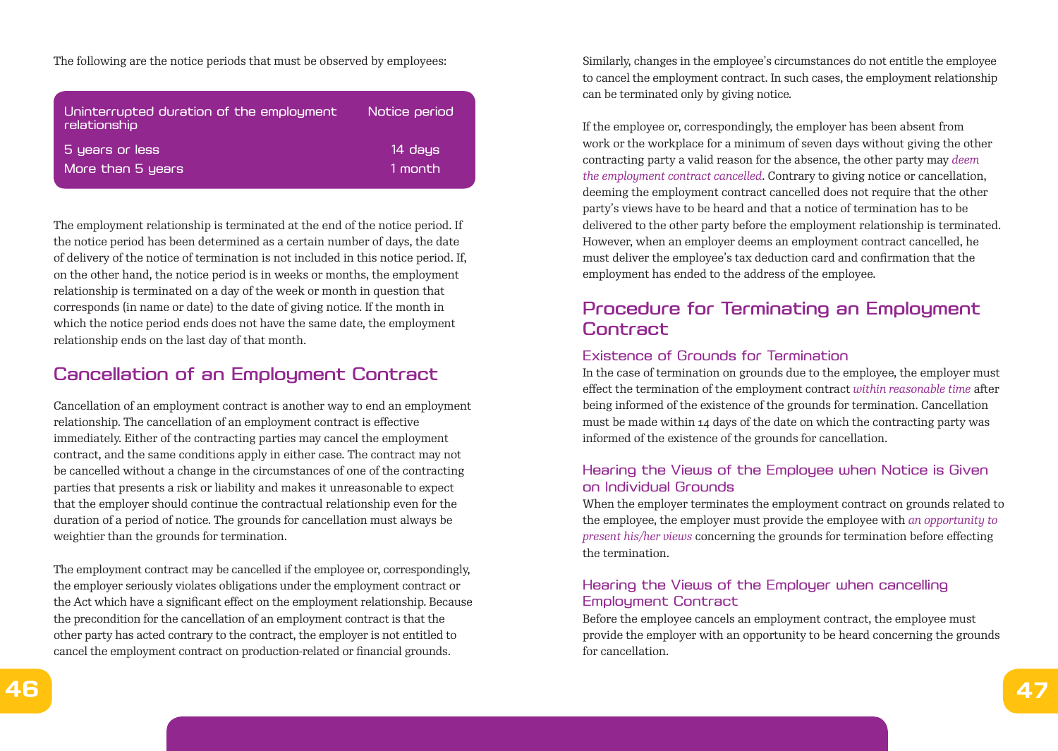The following are the notice periods that must be observed by employees:

| Uninterrupted duration of the employment relationship | Notice period |
| --- | --- |
| 5 years or less | 14 days |
| More than 5 years | 1 month |

The employment relationship is terminated at the end of the notice period. If the notice period has been determined as a certain number of days, the date of delivery of the notice of termination is not included in this notice period. If, on the other hand, the notice period is in weeks or months, the employment relationship is terminated on a day of the week or month in question that corresponds (in name or date) to the date of giving notice. If the month in which the notice period ends does not have the same date, the employment relationship ends on the last day of that month.

## Cancellation of an Employment Contract

Cancellation of an employment contract is another way to end an employment relationship. The cancellation of an employment contract is effective immediately. Either of the contracting parties may cancel the employment contract, and the same conditions apply in either case. The contract may not be cancelled without a change in the circumstances of one of the contracting parties that presents a risk or liability and makes it unreasonable to expect that the employer should continue the contractual relationship even for the duration of a period of notice. The grounds for cancellation must always be weightier than the grounds for termination.

The employment contract may be cancelled if the employee or, correspondingly, the employer seriously violates obligations under the employment contract or the Act which have a significant effect on the employment relationship. Because the precondition for the cancellation of an employment contract is that the other party has acted contrary to the contract, the employer is not entitled to cancel the employment contract on production-related or financial grounds.

Similarly, changes in the employee's circumstances do not entitle the employee to cancel the employment contract. In such cases, the employment relationship can be terminated only by giving notice.

If the employee or, correspondingly, the employer has been absent from work or the workplace for a minimum of seven days without giving the other contracting party a valid reason for the absence, the other party may *deem the employment contract cancelled*. Contrary to giving notice or cancellation, deeming the employment contract cancelled does not require that the other party's views have to be heard and that a notice of termination has to be delivered to the other party before the employment relationship is terminated. However, when an employer deems an employment contract cancelled, he must deliver the employee's tax deduction card and confirmation that the employment has ended to the address of the employee.

## Procedure for Terminating an Employment Contract

### Existence of Grounds for Termination

In the case of termination on grounds due to the employee, the employer must effect the termination of the employment contract *within reasonable time* after being informed of the existence of the grounds for termination. Cancellation must be made within 14 days of the date on which the contracting party was informed of the existence of the grounds for cancellation.

### Hearing the Views of the Employee when Notice is Given on Individual Grounds

When the employer terminates the employment contract on grounds related to the employee, the employer must provide the employee with *an opportunity to present his/her views* concerning the grounds for termination before effecting the termination.

### Hearing the Views of the Employer when cancelling Employment Contract

Before the employee cancels an employment contract, the employee must provide the employer with an opportunity to be heard concerning the grounds for cancellation.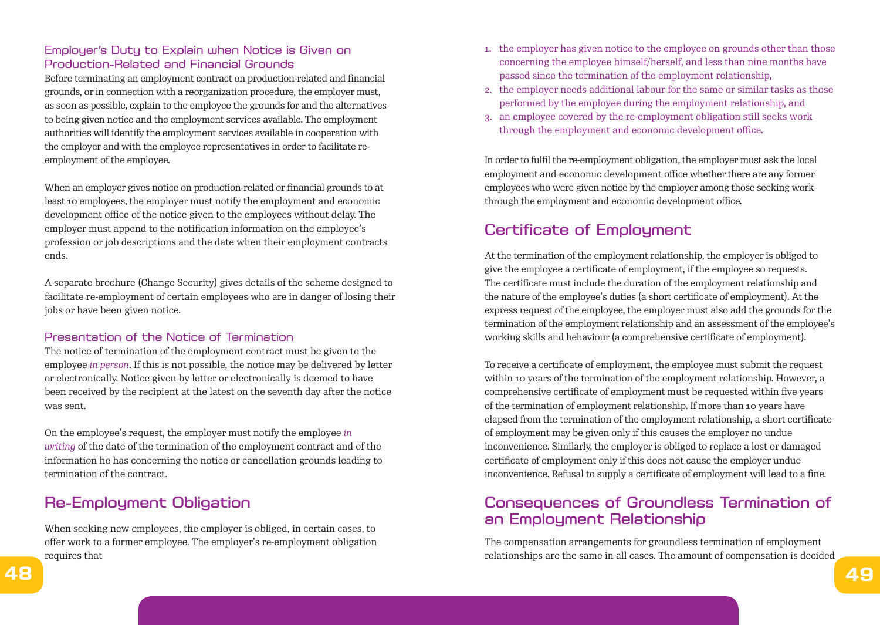### Employer's Duty to Explain when Notice is Given on Production-Related and Financial Grounds

Before terminating an employment contract on production-related and financial grounds, or in connection with a reorganization procedure, the employer must, as soon as possible, explain to the employee the grounds for and the alternatives to being given notice and the employment services available. The employment authorities will identify the employment services available in cooperation with the employer and with the employee representatives in order to facilitate re-employment of the employee.

When an employer gives notice on production-related or financial grounds to at least 10 employees, the employer must notify the employment and economic development office of the notice given to the employees without delay. The employer must append to the notification information on the employee's profession or job descriptions and the date when their employment contracts ends.

A separate brochure (Change Security) gives details of the scheme designed to facilitate re-employment of certain employees who are in danger of losing their jobs or have been given notice.

### Presentation of the Notice of Termination

The notice of termination of the employment contract must be given to the employee *in person*. If this is not possible, the notice may be delivered by letter or electronically. Notice given by letter or electronically is deemed to have been received by the recipient at the latest on the seventh day after the notice was sent.

On the employee's request, the employer must notify the employee *in writing* of the date of the termination of the employment contract and of the information he has concerning the notice or cancellation grounds leading to termination of the contract.

## Re-Employment Obligation

When seeking new employees, the employer is obliged, in certain cases, to offer work to a former employee. The employer's re-employment obligation requires that

1. the employer has given notice to the employee on grounds other than those concerning the employee himself/herself, and less than nine months have passed since the termination of the employment relationship,
2. the employer needs additional labour for the same or similar tasks as those performed by the employee during the employment relationship, and
3. an employee covered by the re-employment obligation still seeks work through the employment and economic development office.

In order to fulfil the re-employment obligation, the employer must ask the local employment and economic development office whether there are any former employees who were given notice by the employer among those seeking work through the employment and economic development office.

## Certificate of Employment

At the termination of the employment relationship, the employer is obliged to give the employee a certificate of employment, if the employee so requests. The certificate must include the duration of the employment relationship and the nature of the employee's duties (a short certificate of employment). At the express request of the employee, the employer must also add the grounds for the termination of the employment relationship and an assessment of the employee's working skills and behaviour (a comprehensive certificate of employment).

To receive a certificate of employment, the employee must submit the request within 10 years of the termination of the employment relationship. However, a comprehensive certificate of employment must be requested within five years of the termination of employment relationship. If more than 10 years have elapsed from the termination of the employment relationship, a short certificate of employment may be given only if this causes the employer no undue inconvenience. Similarly, the employer is obliged to replace a lost or damaged certificate of employment only if this does not cause the employer undue inconvenience. Refusal to supply a certificate of employment will lead to a fine.

## Consequences of Groundless Termination of an Employment Relationship

The compensation arrangements for groundless termination of employment relationships are the same in all cases. The amount of compensation is decided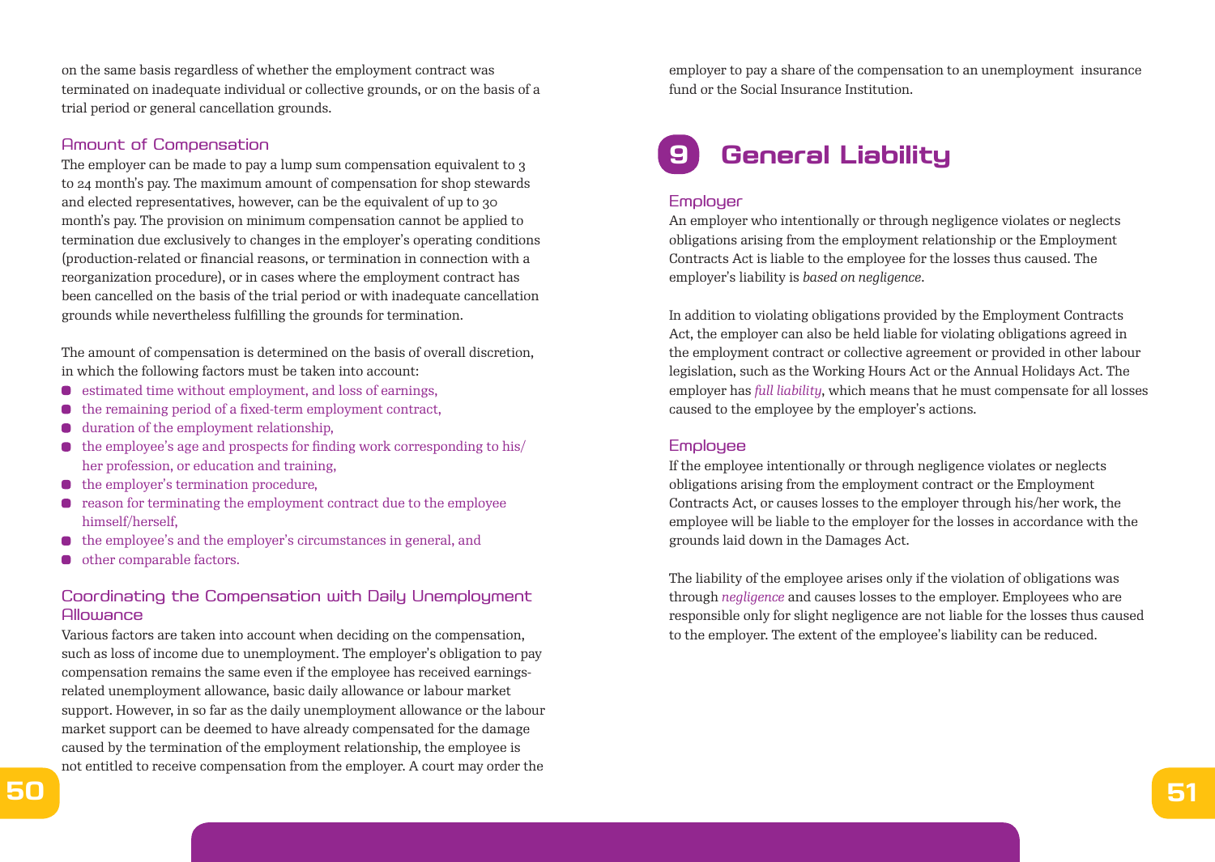on the same basis regardless of whether the employment contract was terminated on inadequate individual or collective grounds, or on the basis of a trial period or general cancellation grounds.

### Amount of Compensation

The employer can be made to pay a lump sum compensation equivalent to 3 to 24 month's pay. The maximum amount of compensation for shop stewards and elected representatives, however, can be the equivalent of up to 30 month's pay. The provision on minimum compensation cannot be applied to termination due exclusively to changes in the employer's operating conditions (production-related or financial reasons, or termination in connection with a reorganization procedure), or in cases where the employment contract has been cancelled on the basis of the trial period or with inadequate cancellation grounds while nevertheless fulfilling the grounds for termination.

The amount of compensation is determined on the basis of overall discretion, in which the following factors must be taken into account:

- estimated time without employment, and loss of earnings,
- the remaining period of a fixed-term employment contract,
- duration of the employment relationship,
- the employee's age and prospects for finding work corresponding to his/her profession, or education and training,
- the employer's termination procedure,
- reason for terminating the employment contract due to the employee himself/herself,
- the employee's and the employer's circumstances in general, and
- other comparable factors.

### Coordinating the Compensation with Daily Unemployment Allowance

Various factors are taken into account when deciding on the compensation, such as loss of income due to unemployment. The employer's obligation to pay compensation remains the same even if the employee has received earnings-related unemployment allowance, basic daily allowance or labour market support. However, in so far as the daily unemployment allowance or the labour market support can be deemed to have already compensated for the damage caused by the termination of the employment relationship, the employee is not entitled to receive compensation from the employer. A court may order the employer to pay a share of the compensation to an unemployment insurance fund or the Social Insurance Institution.

# 9 General Liability

### Employer

An employer who intentionally or through negligence violates or neglects obligations arising from the employment relationship or the Employment Contracts Act is liable to the employee for the losses thus caused. The employer's liability is *based on negligence*.

In addition to violating obligations provided by the Employment Contracts Act, the employer can also be held liable for violating obligations agreed in the employment contract or collective agreement or provided in other labour legislation, such as the Working Hours Act or the Annual Holidays Act. The employer has *full liability*, which means that he must compensate for all losses caused to the employee by the employer's actions.

### Employee

If the employee intentionally or through negligence violates or neglects obligations arising from the employment contract or the Employment Contracts Act, or causes losses to the employer through his/her work, the employee will be liable to the employer for the losses in accordance with the grounds laid down in the Damages Act.

The liability of the employee arises only if the violation of obligations was through *negligence* and causes losses to the employer. Employees who are responsible only for slight negligence are not liable for the losses thus caused to the employer. The extent of the employee's liability can be reduced.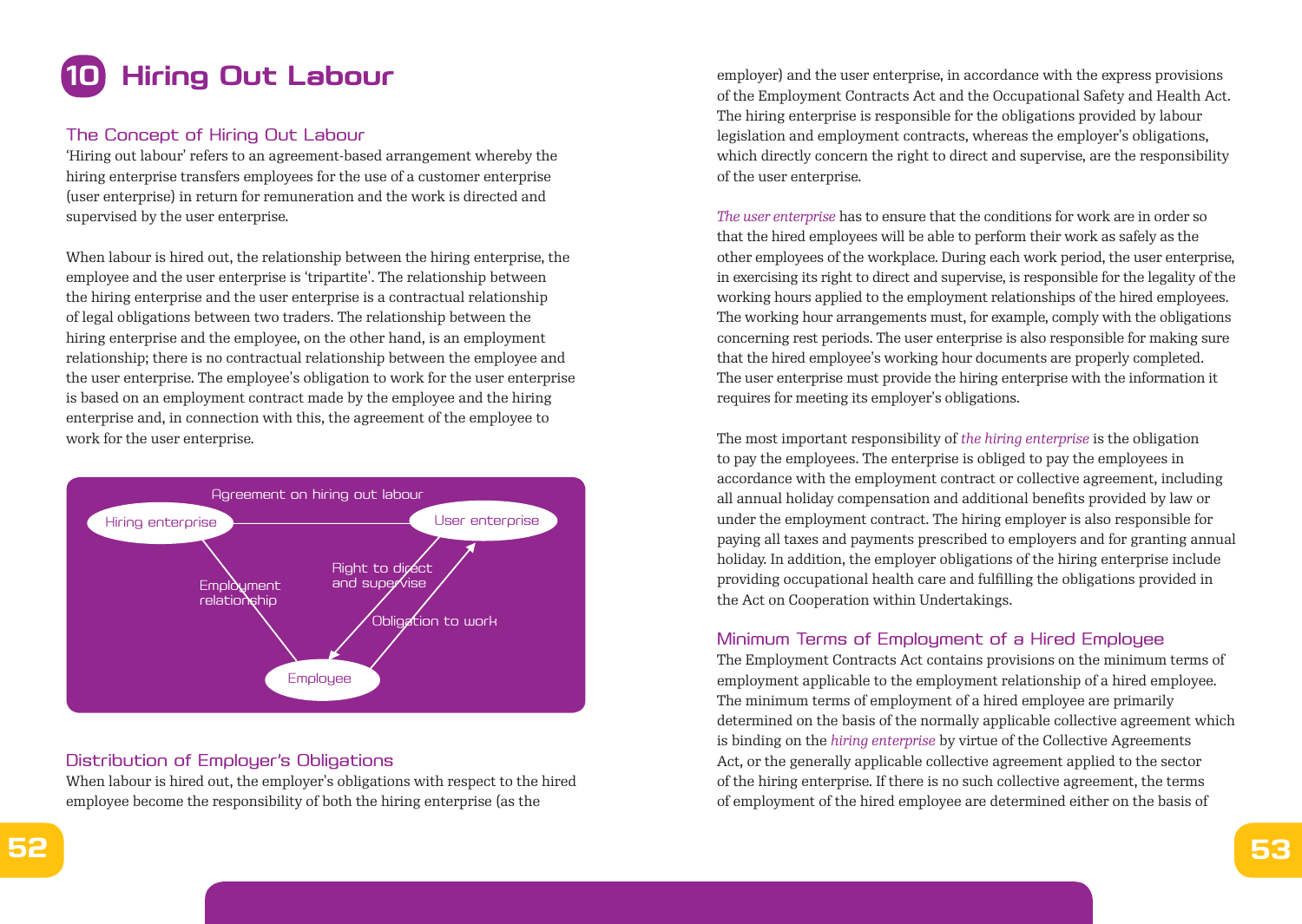# 10 Hiring Out Labour

## The Concept of Hiring Out Labour

'Hiring out labour' refers to an agreement-based arrangement whereby the hiring enterprise transfers employees for the use of a customer enterprise (user enterprise) in return for remuneration and the work is directed and supervised by the user enterprise.

When labour is hired out, the relationship between the hiring enterprise, the employee and the user enterprise is 'tripartite'. The relationship between the hiring enterprise and the user enterprise is a contractual relationship of legal obligations between two traders. The relationship between the hiring enterprise and the employee, on the other hand, is an employment relationship; there is no contractual relationship between the employee and the user enterprise. The employee's obligation to work for the user enterprise is based on an employment contract made by the employee and the hiring enterprise and, in connection with this, the agreement of the employee to work for the user enterprise.

Agreement on hiring out labour

Hiring enterprise — User enterprise

Employment relationship

Right to direct and supervise

Obligation to work

Employee

## Distribution of Employer's Obligations

When labour is hired out, the employer's obligations with respect to the hired employee become the responsibility of both the hiring enterprise (as the employer) and the user enterprise, in accordance with the express provisions of the Employment Contracts Act and the Occupational Safety and Health Act. The hiring enterprise is responsible for the obligations provided by labour legislation and employment contracts, whereas the employer's obligations, which directly concern the right to direct and supervise, are the responsibility of the user enterprise.

*The user enterprise* has to ensure that the conditions for work are in order so that the hired employees will be able to perform their work as safely as the other employees of the workplace. During each work period, the user enterprise, in exercising its right to direct and supervise, is responsible for the legality of the working hours applied to the employment relationships of the hired employees. The working hour arrangements must, for example, comply with the obligations concerning rest periods. The user enterprise is also responsible for making sure that the hired employee's working hour documents are properly completed. The user enterprise must provide the hiring enterprise with the information it requires for meeting its employer's obligations.

The most important responsibility of *the hiring enterprise* is the obligation to pay the employees. The enterprise is obliged to pay the employees in accordance with the employment contract or collective agreement, including all annual holiday compensation and additional benefits provided by law or under the employment contract. The hiring employer is also responsible for paying all taxes and payments prescribed to employers and for granting annual holiday. In addition, the employer obligations of the hiring enterprise include providing occupational health care and fulfilling the obligations provided in the Act on Cooperation within Undertakings.

## Minimum Terms of Employment of a Hired Employee

The Employment Contracts Act contains provisions on the minimum terms of employment applicable to the employment relationship of a hired employee. The minimum terms of employment of a hired employee are primarily determined on the basis of the normally applicable collective agreement which is binding on the *hiring enterprise* by virtue of the Collective Agreements Act, or the generally applicable collective agreement applied to the sector of the hiring enterprise. If there is no such collective agreement, the terms of employment of the hired employee are determined either on the basis of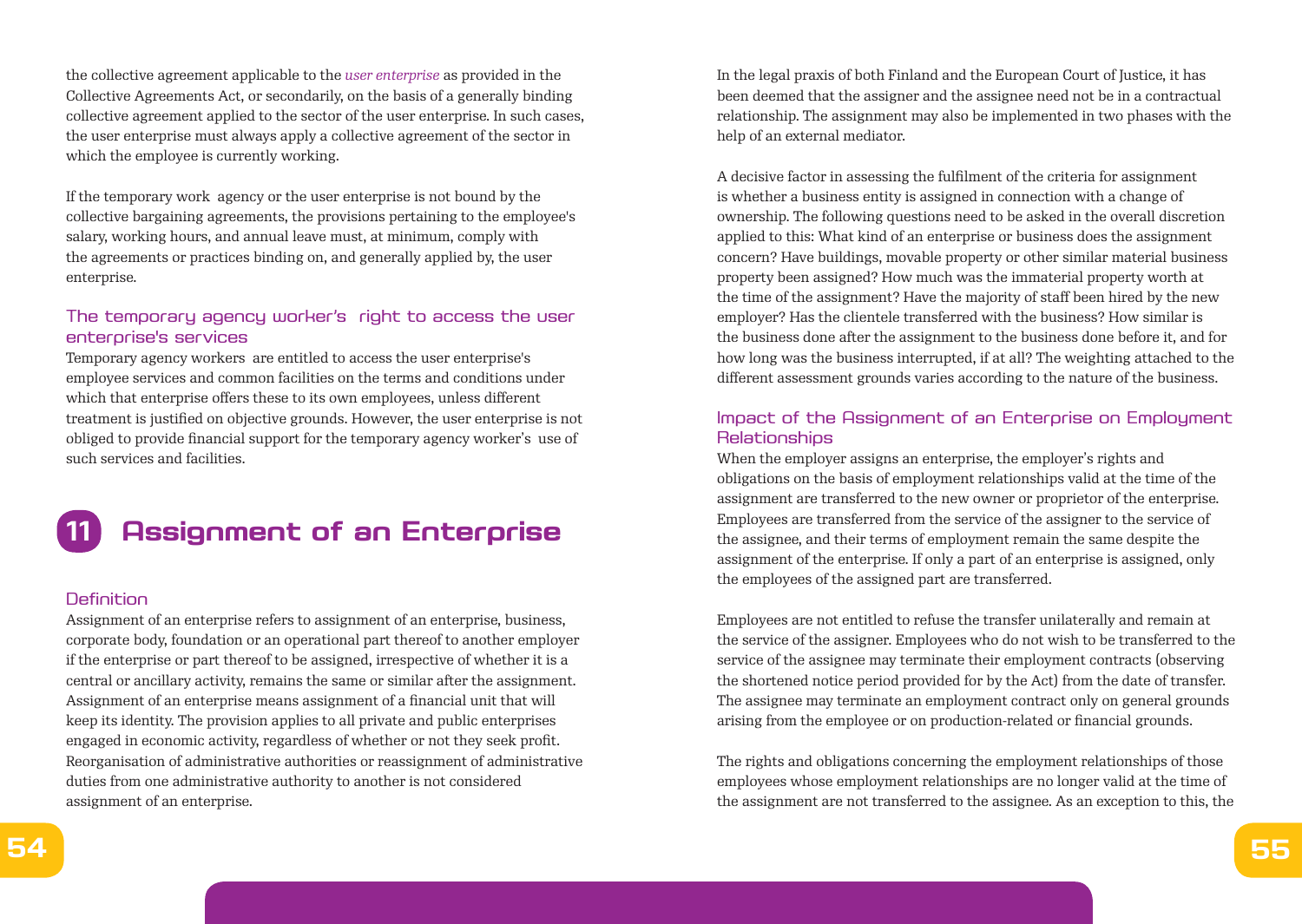the collective agreement applicable to the *user enterprise* as provided in the Collective Agreements Act, or secondarily, on the basis of a generally binding collective agreement applied to the sector of the user enterprise. In such cases, the user enterprise must always apply a collective agreement of the sector in which the employee is currently working.

If the temporary work agency or the user enterprise is not bound by the collective bargaining agreements, the provisions pertaining to the employee's salary, working hours, and annual leave must, at minimum, comply with the agreements or practices binding on, and generally applied by, the user enterprise.

### The temporary agency worker's right to access the user enterprise's services

Temporary agency workers are entitled to access the user enterprise's employee services and common facilities on the terms and conditions under which that enterprise offers these to its own employees, unless different treatment is justified on objective grounds. However, the user enterprise is not obliged to provide financial support for the temporary agency worker's use of such services and facilities.

## 11 Assignment of an Enterprise

### Definition

Assignment of an enterprise refers to assignment of an enterprise, business, corporate body, foundation or an operational part thereof to another employer if the enterprise or part thereof to be assigned, irrespective of whether it is a central or ancillary activity, remains the same or similar after the assignment. Assignment of an enterprise means assignment of a financial unit that will keep its identity. The provision applies to all private and public enterprises engaged in economic activity, regardless of whether or not they seek profit. Reorganisation of administrative authorities or reassignment of administrative duties from one administrative authority to another is not considered assignment of an enterprise.

In the legal praxis of both Finland and the European Court of Justice, it has been deemed that the assigner and the assignee need not be in a contractual relationship. The assignment may also be implemented in two phases with the help of an external mediator.

A decisive factor in assessing the fulfilment of the criteria for assignment is whether a business entity is assigned in connection with a change of ownership. The following questions need to be asked in the overall discretion applied to this: What kind of an enterprise or business does the assignment concern? Have buildings, movable property or other similar material business property been assigned? How much was the immaterial property worth at the time of the assignment? Have the majority of staff been hired by the new employer? Has the clientele transferred with the business? How similar is the business done after the assignment to the business done before it, and for how long was the business interrupted, if at all? The weighting attached to the different assessment grounds varies according to the nature of the business.

### Impact of the Assignment of an Enterprise on Employment Relationships

When the employer assigns an enterprise, the employer's rights and obligations on the basis of employment relationships valid at the time of the assignment are transferred to the new owner or proprietor of the enterprise. Employees are transferred from the service of the assigner to the service of the assignee, and their terms of employment remain the same despite the assignment of the enterprise. If only a part of an enterprise is assigned, only the employees of the assigned part are transferred.

Employees are not entitled to refuse the transfer unilaterally and remain at the service of the assigner. Employees who do not wish to be transferred to the service of the assignee may terminate their employment contracts (observing the shortened notice period provided for by the Act) from the date of transfer. The assignee may terminate an employment contract only on general grounds arising from the employee or on production-related or financial grounds.

The rights and obligations concerning the employment relationships of those employees whose employment relationships are no longer valid at the time of the assignment are not transferred to the assignee. As an exception to this, the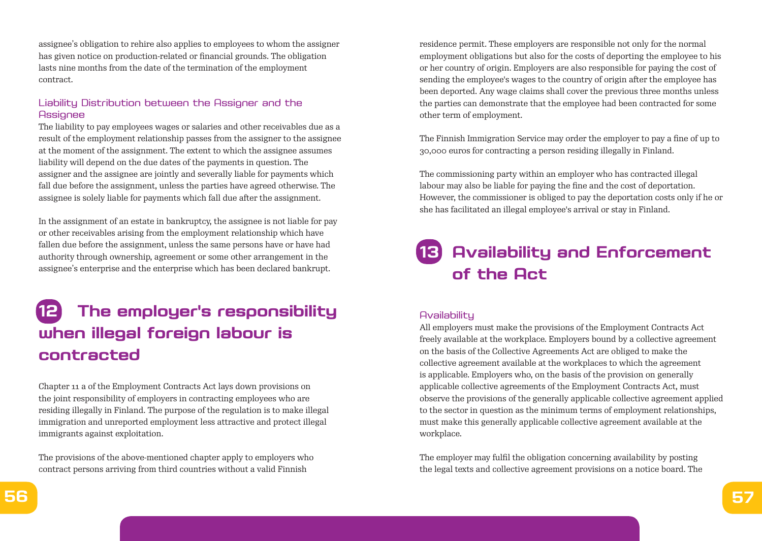assignee's obligation to rehire also applies to employees to whom the assigner has given notice on production-related or financial grounds. The obligation lasts nine months from the date of the termination of the employment contract.

### Liability Distribution between the Assigner and the Assignee

The liability to pay employees wages or salaries and other receivables due as a result of the employment relationship passes from the assigner to the assignee at the moment of the assignment. The extent to which the assignee assumes liability will depend on the due dates of the payments in question. The assigner and the assignee are jointly and severally liable for payments which fall due before the assignment, unless the parties have agreed otherwise. The assignee is solely liable for payments which fall due after the assignment.

In the assignment of an estate in bankruptcy, the assignee is not liable for pay or other receivables arising from the employment relationship which have fallen due before the assignment, unless the same persons have or have had authority through ownership, agreement or some other arrangement in the assignee's enterprise and the enterprise which has been declared bankrupt.

## 12 The employer's responsibility when illegal foreign labour is contracted

Chapter 11 a of the Employment Contracts Act lays down provisions on the joint responsibility of employers in contracting employees who are residing illegally in Finland. The purpose of the regulation is to make illegal immigration and unreported employment less attractive and protect illegal immigrants against exploitation.

The provisions of the above-mentioned chapter apply to employers who contract persons arriving from third countries without a valid Finnish residence permit. These employers are responsible not only for the normal employment obligations but also for the costs of deporting the employee to his or her country of origin. Employers are also responsible for paying the cost of sending the employee's wages to the country of origin after the employee has been deported. Any wage claims shall cover the previous three months unless the parties can demonstrate that the employee had been contracted for some other term of employment.

The Finnish Immigration Service may order the employer to pay a fine of up to 30,000 euros for contracting a person residing illegally in Finland.

The commissioning party within an employer who has contracted illegal labour may also be liable for paying the fine and the cost of deportation. However, the commissioner is obliged to pay the deportation costs only if he or she has facilitated an illegal employee's arrival or stay in Finland.

## 13 Availability and Enforcement of the Act

### Availability

All employers must make the provisions of the Employment Contracts Act freely available at the workplace. Employers bound by a collective agreement on the basis of the Collective Agreements Act are obliged to make the collective agreement available at the workplaces to which the agreement is applicable. Employers who, on the basis of the provision on generally applicable collective agreements of the Employment Contracts Act, must observe the provisions of the generally applicable collective agreement applied to the sector in question as the minimum terms of employment relationships, must make this generally applicable collective agreement available at the workplace.

The employer may fulfil the obligation concerning availability by posting the legal texts and collective agreement provisions on a notice board. The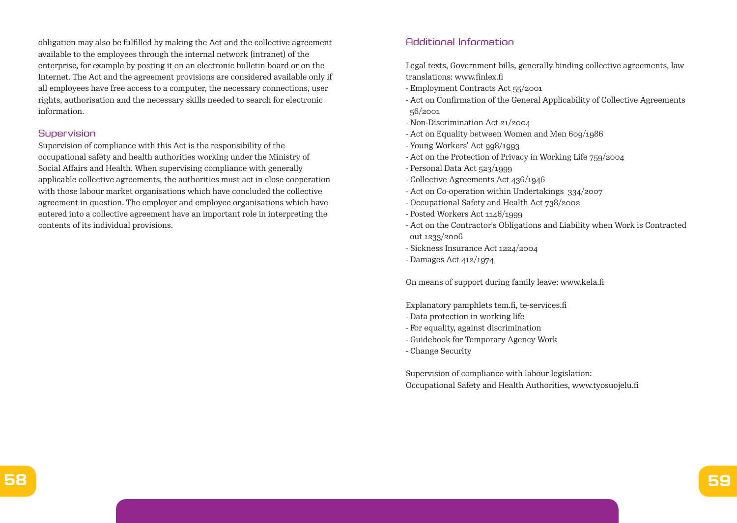obligation may also be fulfilled by making the Act and the collective agreement available to the employees through the internal network (intranet) of the enterprise, for example by posting it on an electronic bulletin board or on the Internet. The Act and the agreement provisions are considered available only if all employees have free access to a computer, the necessary connections, user rights, authorisation and the necessary skills needed to search for electronic information.

### Supervision

Supervision of compliance with this Act is the responsibility of the occupational safety and health authorities working under the Ministry of Social Affairs and Health. When supervising compliance with generally applicable collective agreements, the authorities must act in close cooperation with those labour market organisations which have concluded the collective agreement in question. The employer and employee organisations which have entered into a collective agreement have an important role in interpreting the contents of its individual provisions.

### Additional Information

Legal texts, Government bills, generally binding collective agreements, law translations: www.finlex.fi

- Employment Contracts Act 55/2001
- Act on Confirmation of the General Applicability of Collective Agreements 56/2001
- Non-Discrimination Act 21/2004
- Act on Equality between Women and Men 609/1986
- Young Workers' Act 998/1993
- Act on the Protection of Privacy in Working Life 759/2004
- Personal Data Act 523/1999
- Collective Agreements Act 436/1946
- Act on Co-operation within Undertakings 334/2007
- Occupational Safety and Health Act 738/2002
- Posted Workers Act 1146/1999
- Act on the Contractor's Obligations and Liability when Work is Contracted out 1233/2006
- Sickness Insurance Act 1224/2004
- Damages Act 412/1974

On means of support during family leave: www.kela.fi

Explanatory pamphlets tem.fi, te-services.fi

- Data protection in working life
- For equality, against discrimination
- Guidebook for Temporary Agency Work
- Change Security

Supervision of compliance with labour legislation:
Occupational Safety and Health Authorities, www.tyosuojelu.fi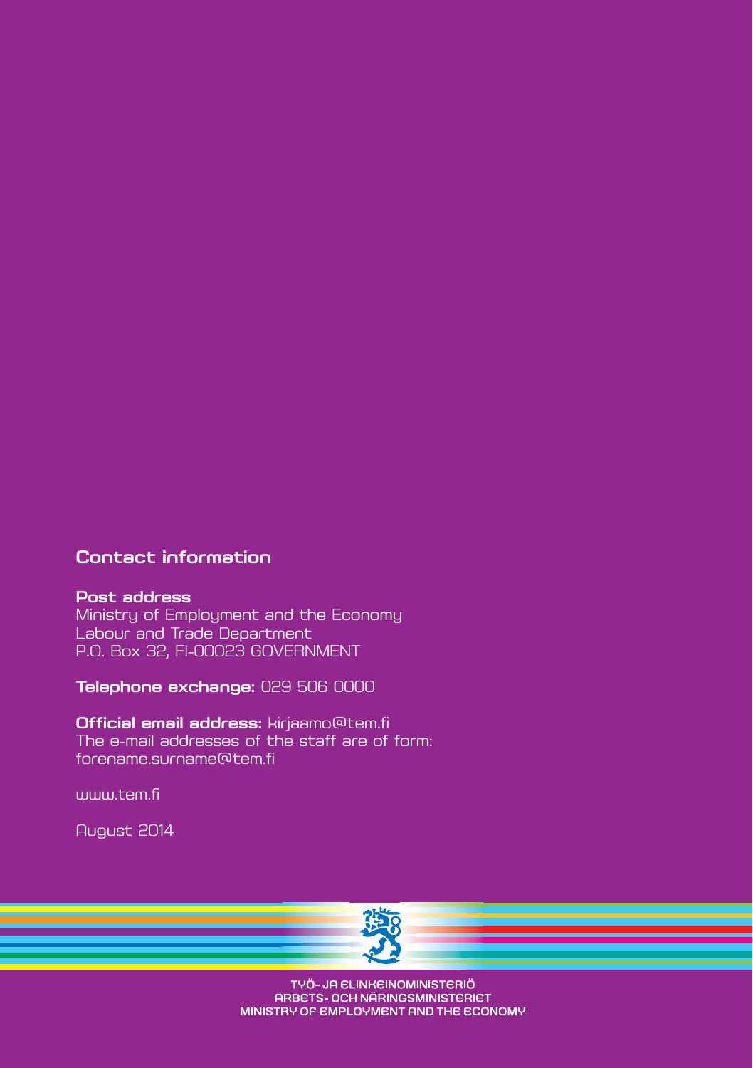## Contact information

**Post address**
Ministry of Employment and the Economy
Labour and Trade Department
P.O. Box 32, FI-00023 GOVERNMENT

**Telephone exchange:** 029 506 0000

**Official email address:** kirjaamo@tem.fi
The e-mail addresses of the staff are of form:
forename.surname@tem.fi

www.tem.fi

August 2014

TYÖ- JA ELINKEINOMINISTERIÖ
ARBETS- OCH NÄRINGSMINISTERIET
MINISTRY OF EMPLOYMENT AND THE ECONOMY